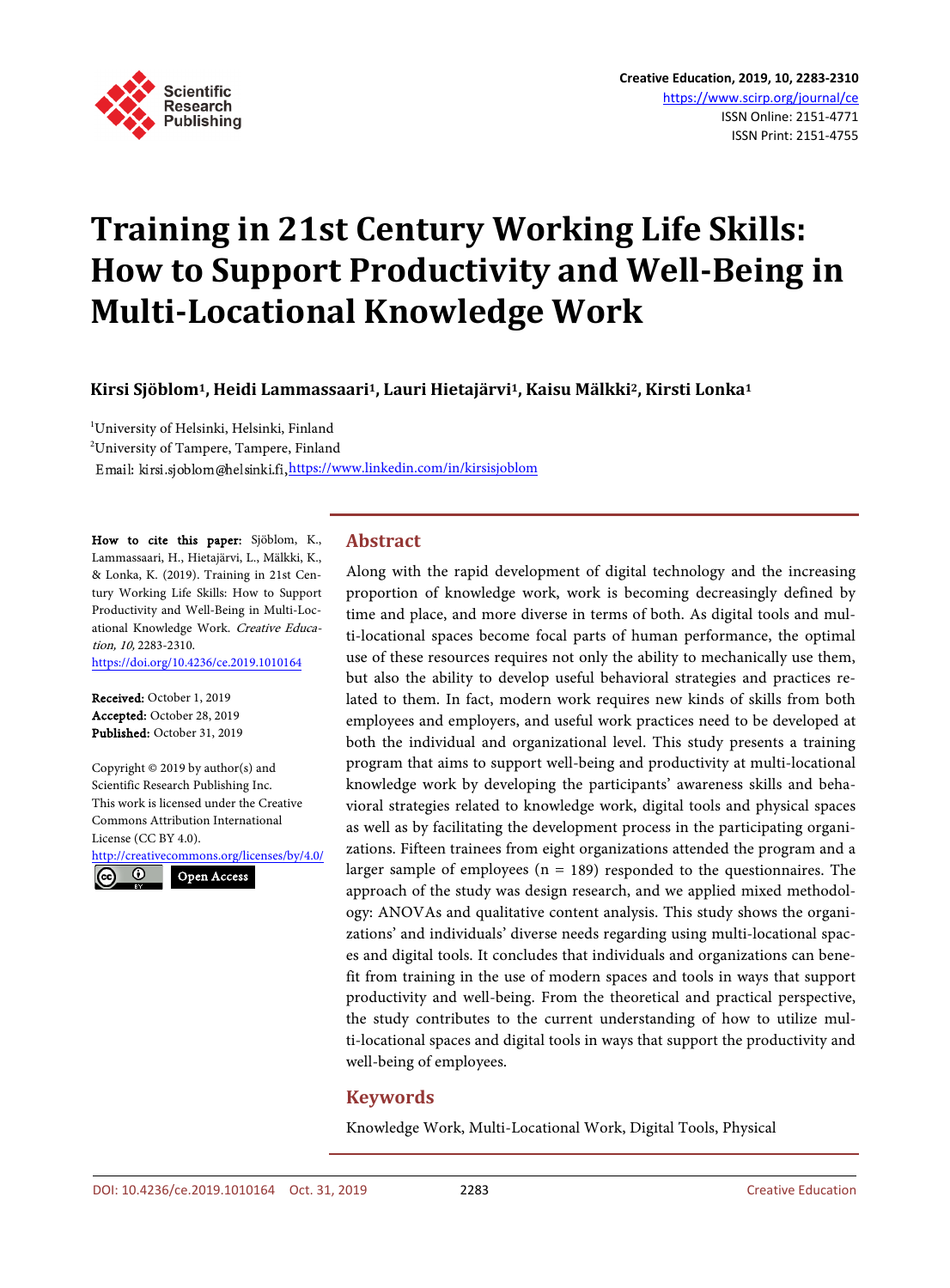# Training in 21st Century Working Life Skills: How to Support Productivity and Well-Being in Multi-Locational Knowledge Work

**Kirsi Sjöblom[1], Heidi Lammassaari[1], Lauri Hietajärvi[1], Kaisu Mälkki[2], Kirsti Lonka[1]**

[1]University of Helsinki, Helsinki, Finland
[2]University of Tampere, Tampere, Finland
Email: kirsi.sjoblom@helsinki.fi, https://www.linkedin.com/in/kirsisjoblom

**How to cite this paper:** Sjöblom, K., Lammassaari, H., Hietajärvi, L., Mälkki, K., & Lonka, K. (2019). Training in 21st Century Working Life Skills: How to Support Productivity and Well-Being in Multi-Locational Knowledge Work. *Creative Education, 10,* 2283-2310.
https://doi.org/10.4236/ce.2019.1010164

**Received:** October 1, 2019
**Accepted:** October 28, 2019
**Published:** October 31, 2019

Copyright © 2019 by author(s) and Scientific Research Publishing Inc.
This work is licensed under the Creative Commons Attribution International License (CC BY 4.0).
http://creativecommons.org/licenses/by/4.0/
Open Access

## Abstract

Along with the rapid development of digital technology and the increasing proportion of knowledge work, work is becoming decreasingly defined by time and place, and more diverse in terms of both. As digital tools and multi-locational spaces become focal parts of human performance, the optimal use of these resources requires not only the ability to mechanically use them, but also the ability to develop useful behavioral strategies and practices related to them. In fact, modern work requires new kinds of skills from both employees and employers, and useful work practices need to be developed at both the individual and organizational level. This study presents a training program that aims to support well-being and productivity at multi-locational knowledge work by developing the participants' awareness skills and behavioral strategies related to knowledge work, digital tools and physical spaces as well as by facilitating the development process in the participating organizations. Fifteen trainees from eight organizations attended the program and a larger sample of employees (n = 189) responded to the questionnaires. The approach of the study was design research, and we applied mixed methodology: ANOVAs and qualitative content analysis. This study shows the organizations' and individuals' diverse needs regarding using multi-locational spaces and digital tools. It concludes that individuals and organizations can benefit from training in the use of modern spaces and tools in ways that support productivity and well-being. From the theoretical and practical perspective, the study contributes to the current understanding of how to utilize multi-locational spaces and digital tools in ways that support the productivity and well-being of employees.

## Keywords

Knowledge Work, Multi-Locational Work, Digital Tools, Physical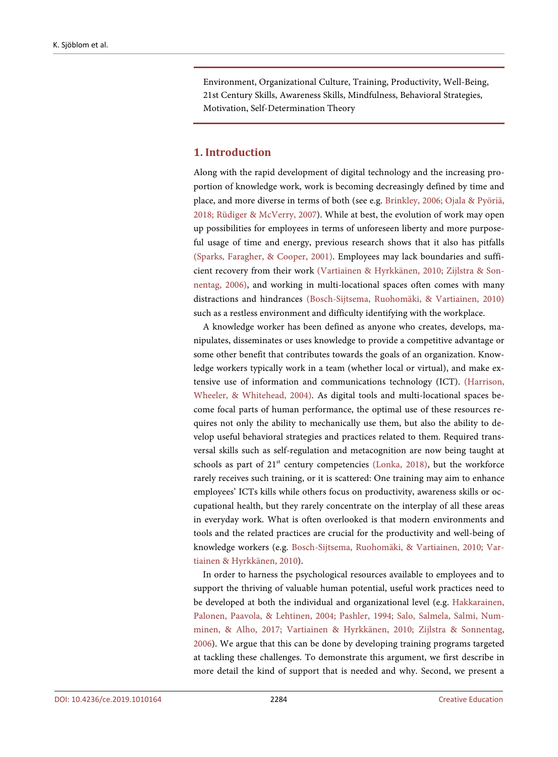Environment, Organizational Culture, Training, Productivity, Well-Being, 21st Century Skills, Awareness Skills, Mindfulness, Behavioral Strategies, Motivation, Self-Determination Theory

## 1. Introduction

Along with the rapid development of digital technology and the increasing proportion of knowledge work, work is becoming decreasingly defined by time and place, and more diverse in terms of both (see e.g. Brinkley, 2006; Ojala & Pyöriä, 2018; Rüdiger & McVerry, 2007). While at best, the evolution of work may open up possibilities for employees in terms of unforeseen liberty and more purposeful usage of time and energy, previous research shows that it also has pitfalls (Sparks, Faragher, & Cooper, 2001). Employees may lack boundaries and sufficient recovery from their work (Vartiainen & Hyrkkänen, 2010; Zijlstra & Sonnentag, 2006), and working in multi-locational spaces often comes with many distractions and hindrances (Bosch-Sijtsema, Ruohomäki, & Vartiainen, 2010) such as a restless environment and difficulty identifying with the workplace.

A knowledge worker has been defined as anyone who creates, develops, manipulates, disseminates or uses knowledge to provide a competitive advantage or some other benefit that contributes towards the goals of an organization. Knowledge workers typically work in a team (whether local or virtual), and make extensive use of information and communications technology (ICT). (Harrison, Wheeler, & Whitehead, 2004). As digital tools and multi-locational spaces become focal parts of human performance, the optimal use of these resources requires not only the ability to mechanically use them, but also the ability to develop useful behavioral strategies and practices related to them. Required transversal skills such as self-regulation and metacognition are now being taught at schools as part of 21st century competencies (Lonka, 2018), but the workforce rarely receives such training, or it is scattered: One training may aim to enhance employees' ICTs kills while others focus on productivity, awareness skills or occupational health, but they rarely concentrate on the interplay of all these areas in everyday work. What is often overlooked is that modern environments and tools and the related practices are crucial for the productivity and well-being of knowledge workers (e.g. Bosch-Sijtsema, Ruohomäki, & Vartiainen, 2010; Vartiainen & Hyrkkänen, 2010).

In order to harness the psychological resources available to employees and to support the thriving of valuable human potential, useful work practices need to be developed at both the individual and organizational level (e.g. Hakkarainen, Palonen, Paavola, & Lehtinen, 2004; Pashler, 1994; Salo, Salmela, Salmi, Numminen, & Alho, 2017; Vartiainen & Hyrkkänen, 2010; Zijlstra & Sonnentag, 2006). We argue that this can be done by developing training programs targeted at tackling these challenges. To demonstrate this argument, we first describe in more detail the kind of support that is needed and why. Second, we present a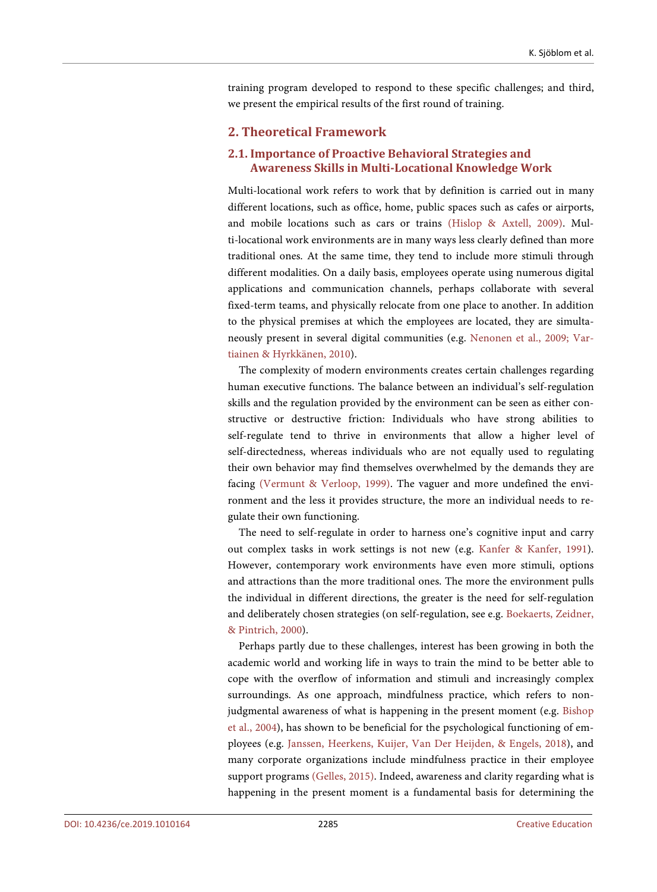training program developed to respond to these specific challenges; and third, we present the empirical results of the first round of training.

## 2. Theoretical Framework

### 2.1. Importance of Proactive Behavioral Strategies and Awareness Skills in Multi-Locational Knowledge Work

Multi-locational work refers to work that by definition is carried out in many different locations, such as office, home, public spaces such as cafes or airports, and mobile locations such as cars or trains (Hislop & Axtell, 2009). Multi-locational work environments are in many ways less clearly defined than more traditional ones. At the same time, they tend to include more stimuli through different modalities. On a daily basis, employees operate using numerous digital applications and communication channels, perhaps collaborate with several fixed-term teams, and physically relocate from one place to another. In addition to the physical premises at which the employees are located, they are simultaneously present in several digital communities (e.g. Nenonen et al., 2009; Vartiainen & Hyrkkänen, 2010).

The complexity of modern environments creates certain challenges regarding human executive functions. The balance between an individual's self-regulation skills and the regulation provided by the environment can be seen as either constructive or destructive friction: Individuals who have strong abilities to self-regulate tend to thrive in environments that allow a higher level of self-directedness, whereas individuals who are not equally used to regulating their own behavior may find themselves overwhelmed by the demands they are facing (Vermunt & Verloop, 1999). The vaguer and more undefined the environment and the less it provides structure, the more an individual needs to regulate their own functioning.

The need to self-regulate in order to harness one's cognitive input and carry out complex tasks in work settings is not new (e.g. Kanfer & Kanfer, 1991). However, contemporary work environments have even more stimuli, options and attractions than the more traditional ones. The more the environment pulls the individual in different directions, the greater is the need for self-regulation and deliberately chosen strategies (on self-regulation, see e.g. Boekaerts, Zeidner, & Pintrich, 2000).

Perhaps partly due to these challenges, interest has been growing in both the academic world and working life in ways to train the mind to be better able to cope with the overflow of information and stimuli and increasingly complex surroundings. As one approach, mindfulness practice, which refers to non-judgmental awareness of what is happening in the present moment (e.g. Bishop et al., 2004), has shown to be beneficial for the psychological functioning of employees (e.g. Janssen, Heerkens, Kuijer, Van Der Heijden, & Engels, 2018), and many corporate organizations include mindfulness practice in their employee support programs (Gelles, 2015). Indeed, awareness and clarity regarding what is happening in the present moment is a fundamental basis for determining the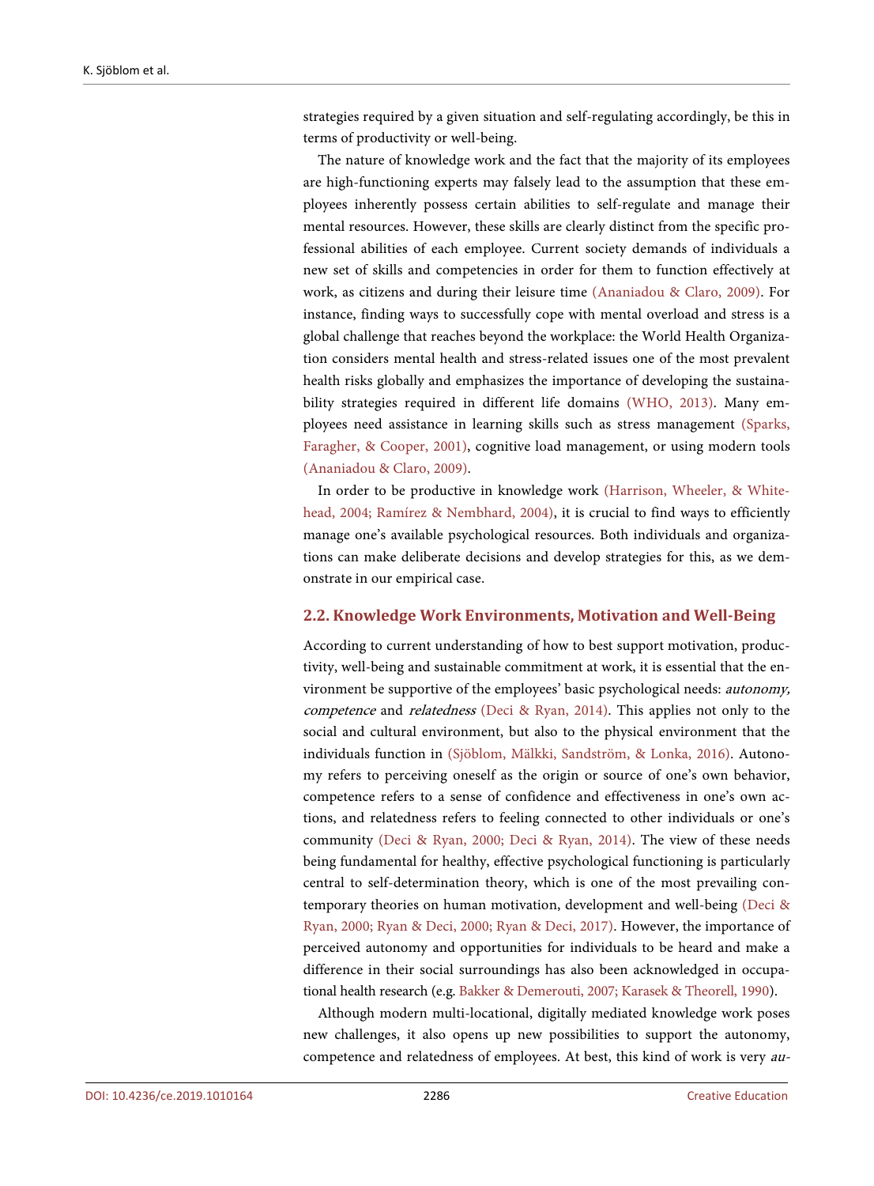strategies required by a given situation and self-regulating accordingly, be this in terms of productivity or well-being.

The nature of knowledge work and the fact that the majority of its employees are high-functioning experts may falsely lead to the assumption that these employees inherently possess certain abilities to self-regulate and manage their mental resources. However, these skills are clearly distinct from the specific professional abilities of each employee. Current society demands of individuals a new set of skills and competencies in order for them to function effectively at work, as citizens and during their leisure time (Ananiadou & Claro, 2009). For instance, finding ways to successfully cope with mental overload and stress is a global challenge that reaches beyond the workplace: the World Health Organization considers mental health and stress-related issues one of the most prevalent health risks globally and emphasizes the importance of developing the sustainability strategies required in different life domains (WHO, 2013). Many employees need assistance in learning skills such as stress management (Sparks, Faragher, & Cooper, 2001), cognitive load management, or using modern tools (Ananiadou & Claro, 2009).

In order to be productive in knowledge work (Harrison, Wheeler, & Whitehead, 2004; Ramírez & Nembhard, 2004), it is crucial to find ways to efficiently manage one's available psychological resources. Both individuals and organizations can make deliberate decisions and develop strategies for this, as we demonstrate in our empirical case.

## 2.2. Knowledge Work Environments, Motivation and Well-Being

According to current understanding of how to best support motivation, productivity, well-being and sustainable commitment at work, it is essential that the environment be supportive of the employees' basic psychological needs: *autonomy, competence* and *relatedness* (Deci & Ryan, 2014). This applies not only to the social and cultural environment, but also to the physical environment that the individuals function in (Sjöblom, Mälkki, Sandström, & Lonka, 2016). Autonomy refers to perceiving oneself as the origin or source of one's own behavior, competence refers to a sense of confidence and effectiveness in one's own actions, and relatedness refers to feeling connected to other individuals or one's community (Deci & Ryan, 2000; Deci & Ryan, 2014). The view of these needs being fundamental for healthy, effective psychological functioning is particularly central to self-determination theory, which is one of the most prevailing contemporary theories on human motivation, development and well-being (Deci & Ryan, 2000; Ryan & Deci, 2000; Ryan & Deci, 2017). However, the importance of perceived autonomy and opportunities for individuals to be heard and make a difference in their social surroundings has also been acknowledged in occupational health research (e.g. Bakker & Demerouti, 2007; Karasek & Theorell, 1990).

Although modern multi-locational, digitally mediated knowledge work poses new challenges, it also opens up new possibilities to support the autonomy, competence and relatedness of employees. At best, this kind of work is very *au-*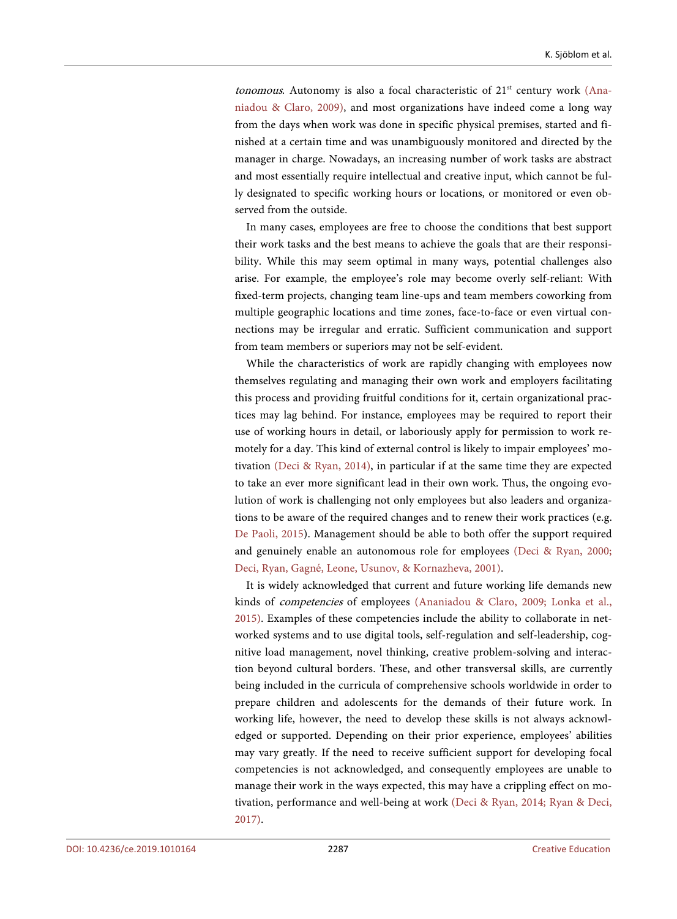*tonomous*. Autonomy is also a focal characteristic of 21st century work (Ananiadou & Claro, 2009), and most organizations have indeed come a long way from the days when work was done in specific physical premises, started and finished at a certain time and was unambiguously monitored and directed by the manager in charge. Nowadays, an increasing number of work tasks are abstract and most essentially require intellectual and creative input, which cannot be fully designated to specific working hours or locations, or monitored or even observed from the outside.

In many cases, employees are free to choose the conditions that best support their work tasks and the best means to achieve the goals that are their responsibility. While this may seem optimal in many ways, potential challenges also arise. For example, the employee's role may become overly self-reliant: With fixed-term projects, changing team line-ups and team members coworking from multiple geographic locations and time zones, face-to-face or even virtual connections may be irregular and erratic. Sufficient communication and support from team members or superiors may not be self-evident.

While the characteristics of work are rapidly changing with employees now themselves regulating and managing their own work and employers facilitating this process and providing fruitful conditions for it, certain organizational practices may lag behind. For instance, employees may be required to report their use of working hours in detail, or laboriously apply for permission to work remotely for a day. This kind of external control is likely to impair employees' motivation (Deci & Ryan, 2014), in particular if at the same time they are expected to take an ever more significant lead in their own work. Thus, the ongoing evolution of work is challenging not only employees but also leaders and organizations to be aware of the required changes and to renew their work practices (e.g. De Paoli, 2015). Management should be able to both offer the support required and genuinely enable an autonomous role for employees (Deci & Ryan, 2000; Deci, Ryan, Gagné, Leone, Usunov, & Kornazheva, 2001).

It is widely acknowledged that current and future working life demands new kinds of *competencies* of employees (Ananiadou & Claro, 2009; Lonka et al., 2015). Examples of these competencies include the ability to collaborate in networked systems and to use digital tools, self-regulation and self-leadership, cognitive load management, novel thinking, creative problem-solving and interaction beyond cultural borders. These, and other transversal skills, are currently being included in the curricula of comprehensive schools worldwide in order to prepare children and adolescents for the demands of their future work. In working life, however, the need to develop these skills is not always acknowledged or supported. Depending on their prior experience, employees' abilities may vary greatly. If the need to receive sufficient support for developing focal competencies is not acknowledged, and consequently employees are unable to manage their work in the ways expected, this may have a crippling effect on motivation, performance and well-being at work (Deci & Ryan, 2014; Ryan & Deci, 2017).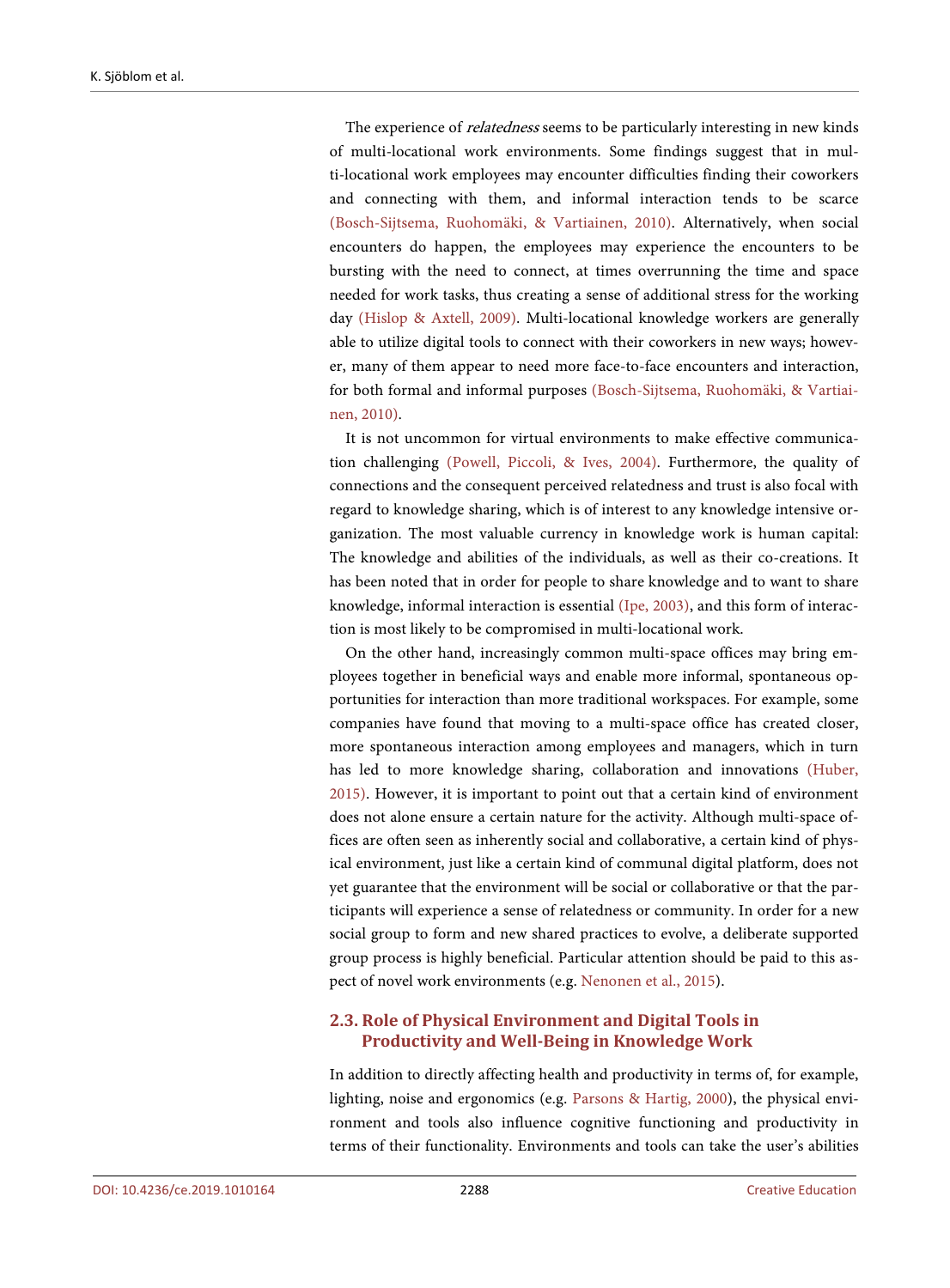The experience of *relatedness* seems to be particularly interesting in new kinds of multi-locational work environments. Some findings suggest that in multi-locational work employees may encounter difficulties finding their coworkers and connecting with them, and informal interaction tends to be scarce (Bosch-Sijtsema, Ruohomäki, & Vartiainen, 2010). Alternatively, when social encounters do happen, the employees may experience the encounters to be bursting with the need to connect, at times overrunning the time and space needed for work tasks, thus creating a sense of additional stress for the working day (Hislop & Axtell, 2009). Multi-locational knowledge workers are generally able to utilize digital tools to connect with their coworkers in new ways; however, many of them appear to need more face-to-face encounters and interaction, for both formal and informal purposes (Bosch-Sijtsema, Ruohomäki, & Vartiainen, 2010).

It is not uncommon for virtual environments to make effective communication challenging (Powell, Piccoli, & Ives, 2004). Furthermore, the quality of connections and the consequent perceived relatedness and trust is also focal with regard to knowledge sharing, which is of interest to any knowledge intensive organization. The most valuable currency in knowledge work is human capital: The knowledge and abilities of the individuals, as well as their co-creations. It has been noted that in order for people to share knowledge and to want to share knowledge, informal interaction is essential (Ipe, 2003), and this form of interaction is most likely to be compromised in multi-locational work.

On the other hand, increasingly common multi-space offices may bring employees together in beneficial ways and enable more informal, spontaneous opportunities for interaction than more traditional workspaces. For example, some companies have found that moving to a multi-space office has created closer, more spontaneous interaction among employees and managers, which in turn has led to more knowledge sharing, collaboration and innovations (Huber, 2015). However, it is important to point out that a certain kind of environment does not alone ensure a certain nature for the activity. Although multi-space offices are often seen as inherently social and collaborative, a certain kind of physical environment, just like a certain kind of communal digital platform, does not yet guarantee that the environment will be social or collaborative or that the participants will experience a sense of relatedness or community. In order for a new social group to form and new shared practices to evolve, a deliberate supported group process is highly beneficial. Particular attention should be paid to this aspect of novel work environments (e.g. Nenonen et al., 2015).

### 2.3. Role of Physical Environment and Digital Tools in Productivity and Well-Being in Knowledge Work

In addition to directly affecting health and productivity in terms of, for example, lighting, noise and ergonomics (e.g. Parsons & Hartig, 2000), the physical environment and tools also influence cognitive functioning and productivity in terms of their functionality. Environments and tools can take the user's abilities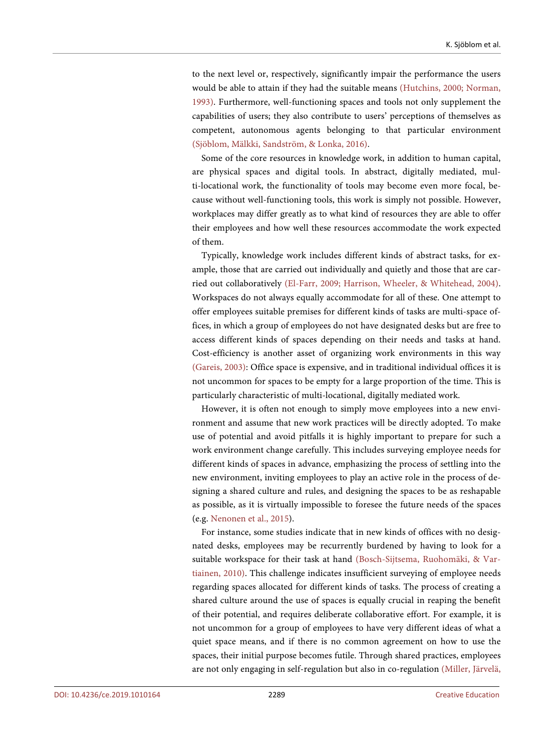to the next level or, respectively, significantly impair the performance the users would be able to attain if they had the suitable means (Hutchins, 2000; Norman, 1993). Furthermore, well-functioning spaces and tools not only supplement the capabilities of users; they also contribute to users' perceptions of themselves as competent, autonomous agents belonging to that particular environment (Sjöblom, Mälkki, Sandström, & Lonka, 2016).

Some of the core resources in knowledge work, in addition to human capital, are physical spaces and digital tools. In abstract, digitally mediated, multi-locational work, the functionality of tools may become even more focal, because without well-functioning tools, this work is simply not possible. However, workplaces may differ greatly as to what kind of resources they are able to offer their employees and how well these resources accommodate the work expected of them.

Typically, knowledge work includes different kinds of abstract tasks, for example, those that are carried out individually and quietly and those that are carried out collaboratively (El-Farr, 2009; Harrison, Wheeler, & Whitehead, 2004). Workspaces do not always equally accommodate for all of these. One attempt to offer employees suitable premises for different kinds of tasks are multi-space offices, in which a group of employees do not have designated desks but are free to access different kinds of spaces depending on their needs and tasks at hand. Cost-efficiency is another asset of organizing work environments in this way (Gareis, 2003): Office space is expensive, and in traditional individual offices it is not uncommon for spaces to be empty for a large proportion of the time. This is particularly characteristic of multi-locational, digitally mediated work.

However, it is often not enough to simply move employees into a new environment and assume that new work practices will be directly adopted. To make use of potential and avoid pitfalls it is highly important to prepare for such a work environment change carefully. This includes surveying employee needs for different kinds of spaces in advance, emphasizing the process of settling into the new environment, inviting employees to play an active role in the process of designing a shared culture and rules, and designing the spaces to be as reshapable as possible, as it is virtually impossible to foresee the future needs of the spaces (e.g. Nenonen et al., 2015).

For instance, some studies indicate that in new kinds of offices with no designated desks, employees may be recurrently burdened by having to look for a suitable workspace for their task at hand (Bosch-Sijtsema, Ruohomäki, & Vartiainen, 2010). This challenge indicates insufficient surveying of employee needs regarding spaces allocated for different kinds of tasks. The process of creating a shared culture around the use of spaces is equally crucial in reaping the benefit of their potential, and requires deliberate collaborative effort. For example, it is not uncommon for a group of employees to have very different ideas of what a quiet space means, and if there is no common agreement on how to use the spaces, their initial purpose becomes futile. Through shared practices, employees are not only engaging in self-regulation but also in co-regulation (Miller, Järvelä,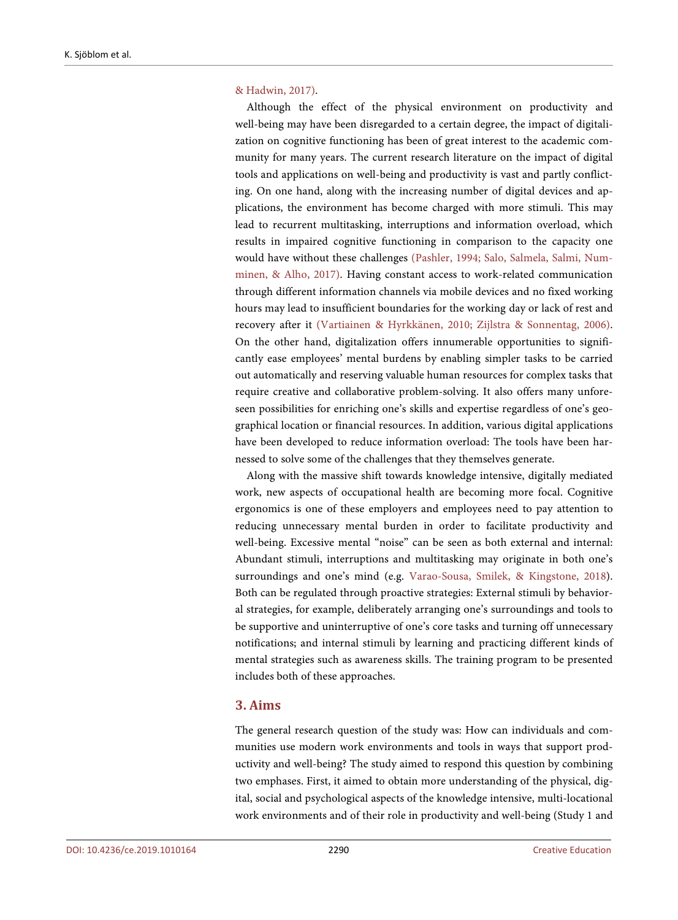& Hadwin, 2017).

Although the effect of the physical environment on productivity and well-being may have been disregarded to a certain degree, the impact of digitalization on cognitive functioning has been of great interest to the academic community for many years. The current research literature on the impact of digital tools and applications on well-being and productivity is vast and partly conflicting. On one hand, along with the increasing number of digital devices and applications, the environment has become charged with more stimuli. This may lead to recurrent multitasking, interruptions and information overload, which results in impaired cognitive functioning in comparison to the capacity one would have without these challenges (Pashler, 1994; Salo, Salmela, Salmi, Numminen, & Alho, 2017). Having constant access to work-related communication through different information channels via mobile devices and no fixed working hours may lead to insufficient boundaries for the working day or lack of rest and recovery after it (Vartiainen & Hyrkkänen, 2010; Zijlstra & Sonnentag, 2006). On the other hand, digitalization offers innumerable opportunities to significantly ease employees' mental burdens by enabling simpler tasks to be carried out automatically and reserving valuable human resources for complex tasks that require creative and collaborative problem-solving. It also offers many unforeseen possibilities for enriching one's skills and expertise regardless of one's geographical location or financial resources. In addition, various digital applications have been developed to reduce information overload: The tools have been harnessed to solve some of the challenges that they themselves generate.

Along with the massive shift towards knowledge intensive, digitally mediated work, new aspects of occupational health are becoming more focal. Cognitive ergonomics is one of these employers and employees need to pay attention to reducing unnecessary mental burden in order to facilitate productivity and well-being. Excessive mental "noise" can be seen as both external and internal: Abundant stimuli, interruptions and multitasking may originate in both one's surroundings and one's mind (e.g. Varao-Sousa, Smilek, & Kingstone, 2018). Both can be regulated through proactive strategies: External stimuli by behavioral strategies, for example, deliberately arranging one's surroundings and tools to be supportive and uninterruptive of one's core tasks and turning off unnecessary notifications; and internal stimuli by learning and practicing different kinds of mental strategies such as awareness skills. The training program to be presented includes both of these approaches.

## 3. Aims

The general research question of the study was: How can individuals and communities use modern work environments and tools in ways that support productivity and well-being? The study aimed to respond this question by combining two emphases. First, it aimed to obtain more understanding of the physical, digital, social and psychological aspects of the knowledge intensive, multi-locational work environments and of their role in productivity and well-being (Study 1 and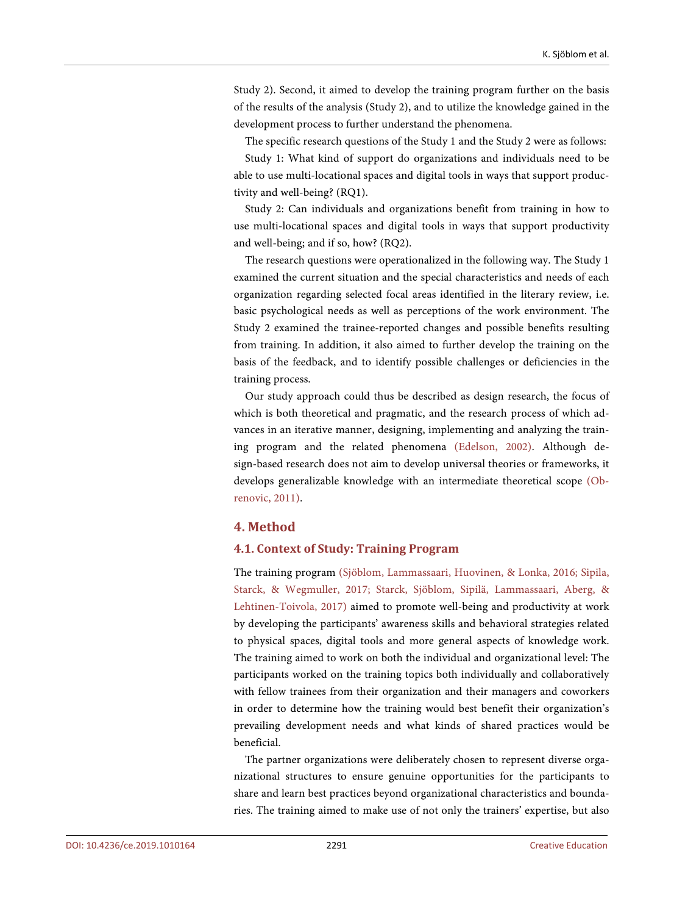Study 2). Second, it aimed to develop the training program further on the basis of the results of the analysis (Study 2), and to utilize the knowledge gained in the development process to further understand the phenomena.

The specific research questions of the Study 1 and the Study 2 were as follows:

Study 1: What kind of support do organizations and individuals need to be able to use multi-locational spaces and digital tools in ways that support productivity and well-being? (RQ1).

Study 2: Can individuals and organizations benefit from training in how to use multi-locational spaces and digital tools in ways that support productivity and well-being; and if so, how? (RQ2).

The research questions were operationalized in the following way. The Study 1 examined the current situation and the special characteristics and needs of each organization regarding selected focal areas identified in the literary review, i.e. basic psychological needs as well as perceptions of the work environment. The Study 2 examined the trainee-reported changes and possible benefits resulting from training. In addition, it also aimed to further develop the training on the basis of the feedback, and to identify possible challenges or deficiencies in the training process.

Our study approach could thus be described as design research, the focus of which is both theoretical and pragmatic, and the research process of which advances in an iterative manner, designing, implementing and analyzing the training program and the related phenomena (Edelson, 2002). Although design-based research does not aim to develop universal theories or frameworks, it develops generalizable knowledge with an intermediate theoretical scope (Obrenovic, 2011).

## 4. Method

### 4.1. Context of Study: Training Program

The training program (Sjöblom, Lammassaari, Huovinen, & Lonka, 2016; Sipila, Starck, & Wegmuller, 2017; Starck, Sjöblom, Sipilä, Lammassaari, Aberg, & Lehtinen-Toivola, 2017) aimed to promote well-being and productivity at work by developing the participants' awareness skills and behavioral strategies related to physical spaces, digital tools and more general aspects of knowledge work. The training aimed to work on both the individual and organizational level: The participants worked on the training topics both individually and collaboratively with fellow trainees from their organization and their managers and coworkers in order to determine how the training would best benefit their organization's prevailing development needs and what kinds of shared practices would be beneficial.

The partner organizations were deliberately chosen to represent diverse organizational structures to ensure genuine opportunities for the participants to share and learn best practices beyond organizational characteristics and boundaries. The training aimed to make use of not only the trainers' expertise, but also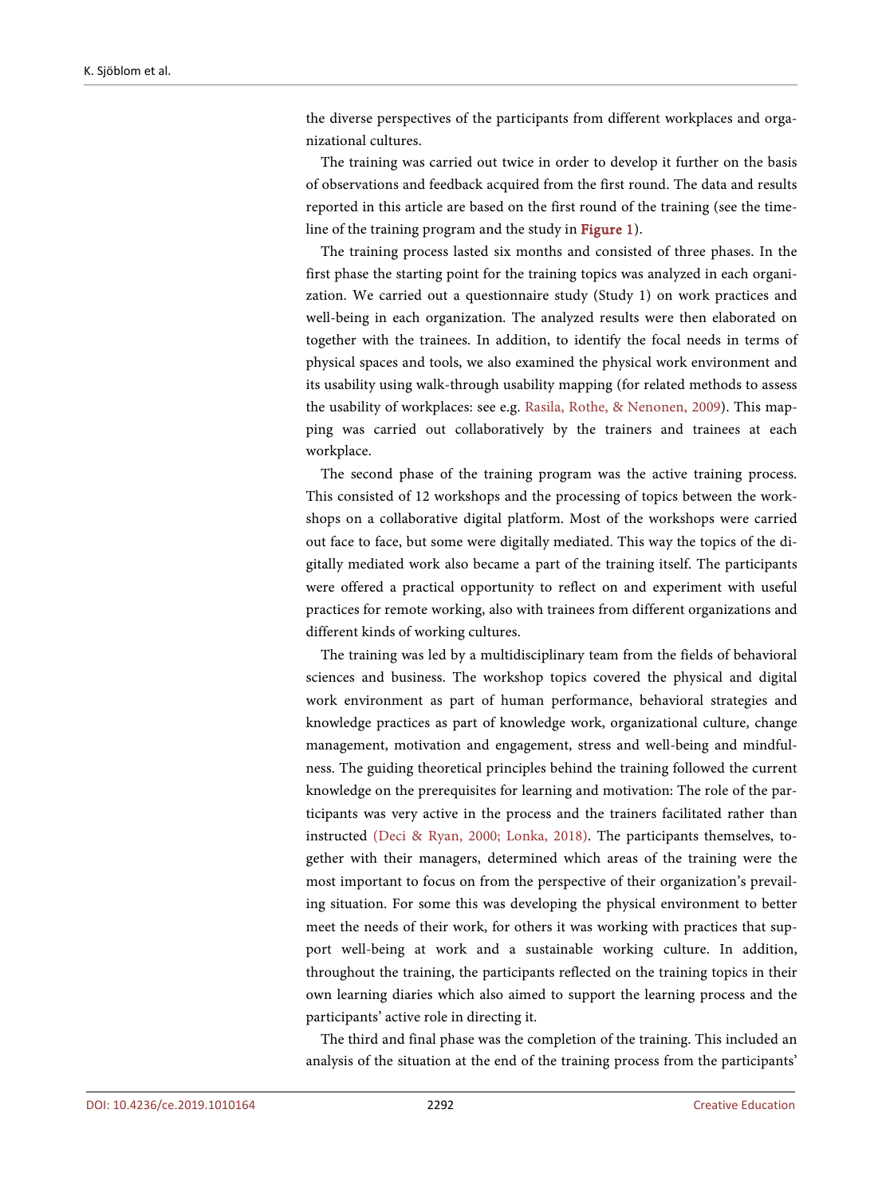the diverse perspectives of the participants from different workplaces and organizational cultures.

The training was carried out twice in order to develop it further on the basis of observations and feedback acquired from the first round. The data and results reported in this article are based on the first round of the training (see the timeline of the training program and the study in Figure 1).

The training process lasted six months and consisted of three phases. In the first phase the starting point for the training topics was analyzed in each organization. We carried out a questionnaire study (Study 1) on work practices and well-being in each organization. The analyzed results were then elaborated on together with the trainees. In addition, to identify the focal needs in terms of physical spaces and tools, we also examined the physical work environment and its usability using walk-through usability mapping (for related methods to assess the usability of workplaces: see e.g. Rasila, Rothe, & Nenonen, 2009). This mapping was carried out collaboratively by the trainers and trainees at each workplace.

The second phase of the training program was the active training process. This consisted of 12 workshops and the processing of topics between the workshops on a collaborative digital platform. Most of the workshops were carried out face to face, but some were digitally mediated. This way the topics of the digitally mediated work also became a part of the training itself. The participants were offered a practical opportunity to reflect on and experiment with useful practices for remote working, also with trainees from different organizations and different kinds of working cultures.

The training was led by a multidisciplinary team from the fields of behavioral sciences and business. The workshop topics covered the physical and digital work environment as part of human performance, behavioral strategies and knowledge practices as part of knowledge work, organizational culture, change management, motivation and engagement, stress and well-being and mindfulness. The guiding theoretical principles behind the training followed the current knowledge on the prerequisites for learning and motivation: The role of the participants was very active in the process and the trainers facilitated rather than instructed (Deci & Ryan, 2000; Lonka, 2018). The participants themselves, together with their managers, determined which areas of the training were the most important to focus on from the perspective of their organization's prevailing situation. For some this was developing the physical environment to better meet the needs of their work, for others it was working with practices that support well-being at work and a sustainable working culture. In addition, throughout the training, the participants reflected on the training topics in their own learning diaries which also aimed to support the learning process and the participants' active role in directing it.

The third and final phase was the completion of the training. This included an analysis of the situation at the end of the training process from the participants'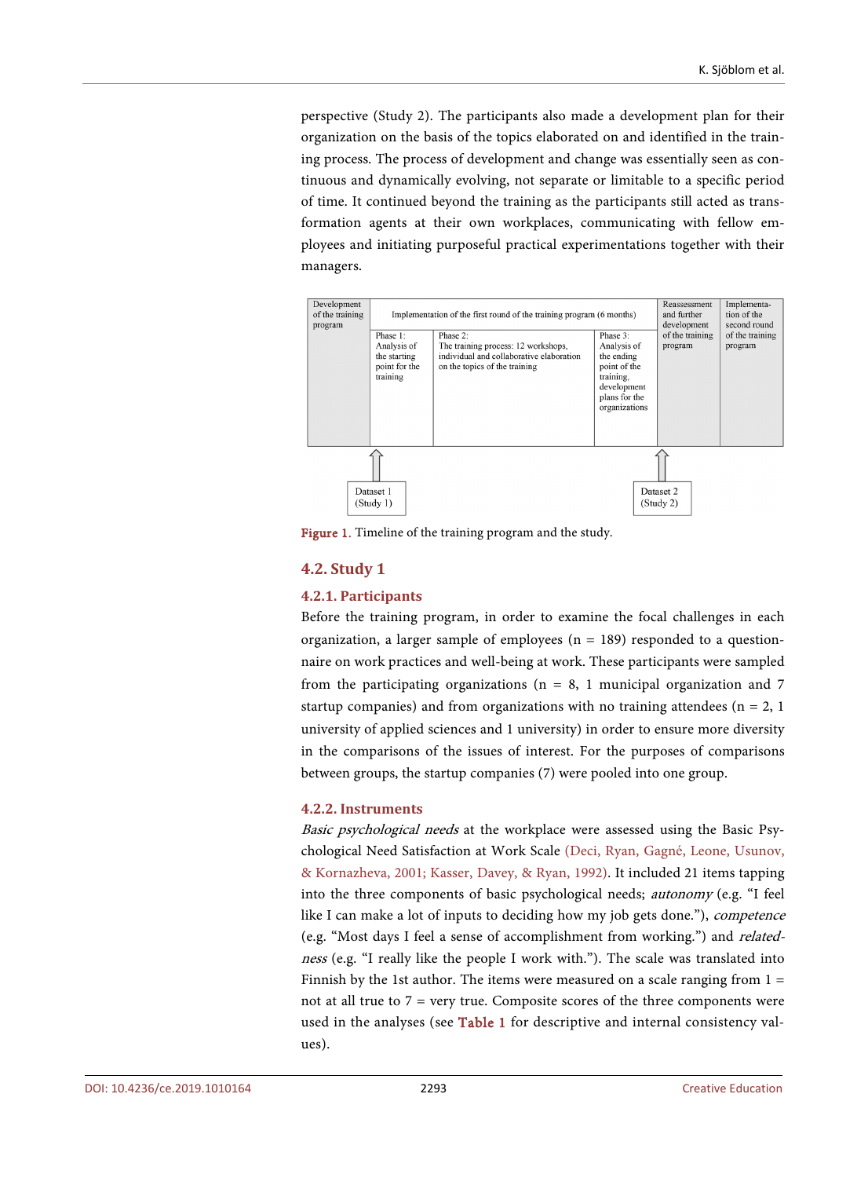perspective (Study 2). The participants also made a development plan for their organization on the basis of the topics elaborated on and identified in the training process. The process of development and change was essentially seen as continuous and dynamically evolving, not separate or limitable to a specific period of time. It continued beyond the training as the participants still acted as transformation agents at their own workplaces, communicating with fellow employees and initiating purposeful practical experimentations together with their managers.

| Development of the training program | Implementation of the first round of the training program (6 months) | | | Reassessment and further development of the training program | Implementation of the second round of the training program |
|---|---|---|---|---|---|
| | Phase 1: Analysis of the starting point for the training | Phase 2: The training process: 12 workshops, individual and collaborative elaboration on the topics of the training | Phase 3: Analysis of the ending point of the training, development plans for the organizations | | |
| | ↑ Dataset 1 (Study 1) | | | ↑ Dataset 2 (Study 2) | |

**Figure 1.** Timeline of the training program and the study.

## 4.2. Study 1

### 4.2.1. Participants

Before the training program, in order to examine the focal challenges in each organization, a larger sample of employees (n = 189) responded to a questionnaire on work practices and well-being at work. These participants were sampled from the participating organizations (n = 8, 1 municipal organization and 7 startup companies) and from organizations with no training attendees (n = 2, 1 university of applied sciences and 1 university) in order to ensure more diversity in the comparisons of the issues of interest. For the purposes of comparisons between groups, the startup companies (7) were pooled into one group.

### 4.2.2. Instruments

*Basic psychological needs* at the workplace were assessed using the Basic Psychological Need Satisfaction at Work Scale (Deci, Ryan, Gagné, Leone, Usunov, & Kornazheva, 2001; Kasser, Davey, & Ryan, 1992). It included 21 items tapping into the three components of basic psychological needs; *autonomy* (e.g. "I feel like I can make a lot of inputs to deciding how my job gets done."), *competence* (e.g. "Most days I feel a sense of accomplishment from working.") and *relatedness* (e.g. "I really like the people I work with."). The scale was translated into Finnish by the 1st author. The items were measured on a scale ranging from 1 = not at all true to 7 = very true. Composite scores of the three components were used in the analyses (see Table 1 for descriptive and internal consistency values).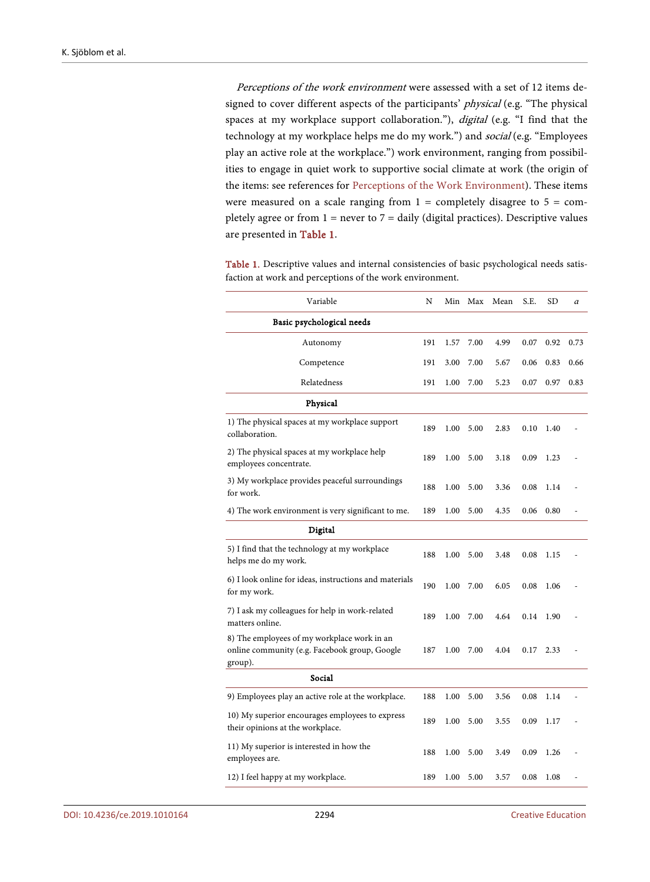*Perceptions of the work environment* were assessed with a set of 12 items designed to cover different aspects of the participants' *physical* (e.g. "The physical spaces at my workplace support collaboration."), *digital* (e.g. "I find that the technology at my workplace helps me do my work.") and *social* (e.g. "Employees play an active role at the workplace.") work environment, ranging from possibilities to engage in quiet work to supportive social climate at work (the origin of the items: see references for Perceptions of the Work Environment). These items were measured on a scale ranging from 1 = completely disagree to 5 = completely agree or from 1 = never to 7 = daily (digital practices). Descriptive values are presented in Table 1.

Table 1. Descriptive values and internal consistencies of basic psychological needs satisfaction at work and perceptions of the work environment.

| Variable | N | Min | Max | Mean | S.E. | SD | α |
|---|---|---|---|---|---|---|---|
| **Basic psychological needs** | | | | | | | |
| Autonomy | 191 | 1.57 | 7.00 | 4.99 | 0.07 | 0.92 | 0.73 |
| Competence | 191 | 3.00 | 7.00 | 5.67 | 0.06 | 0.83 | 0.66 |
| Relatedness | 191 | 1.00 | 7.00 | 5.23 | 0.07 | 0.97 | 0.83 |
| **Physical** | | | | | | | |
| 1) The physical spaces at my workplace support collaboration. | 189 | 1.00 | 5.00 | 2.83 | 0.10 | 1.40 | - |
| 2) The physical spaces at my workplace help employees concentrate. | 189 | 1.00 | 5.00 | 3.18 | 0.09 | 1.23 | - |
| 3) My workplace provides peaceful surroundings for work. | 188 | 1.00 | 5.00 | 3.36 | 0.08 | 1.14 | - |
| 4) The work environment is very significant to me. | 189 | 1.00 | 5.00 | 4.35 | 0.06 | 0.80 | - |
| **Digital** | | | | | | | |
| 5) I find that the technology at my workplace helps me do my work. | 188 | 1.00 | 5.00 | 3.48 | 0.08 | 1.15 | - |
| 6) I look online for ideas, instructions and materials for my work. | 190 | 1.00 | 7.00 | 6.05 | 0.08 | 1.06 | - |
| 7) I ask my colleagues for help in work-related matters online. | 189 | 1.00 | 7.00 | 4.64 | 0.14 | 1.90 | - |
| 8) The employees of my workplace work in an online community (e.g. Facebook group, Google group). | 187 | 1.00 | 7.00 | 4.04 | 0.17 | 2.33 | - |
| **Social** | | | | | | | |
| 9) Employees play an active role at the workplace. | 188 | 1.00 | 5.00 | 3.56 | 0.08 | 1.14 | - |
| 10) My superior encourages employees to express their opinions at the workplace. | 189 | 1.00 | 5.00 | 3.55 | 0.09 | 1.17 | - |
| 11) My superior is interested in how the employees are. | 188 | 1.00 | 5.00 | 3.49 | 0.09 | 1.26 | - |
| 12) I feel happy at my workplace. | 189 | 1.00 | 5.00 | 3.57 | 0.08 | 1.08 | - |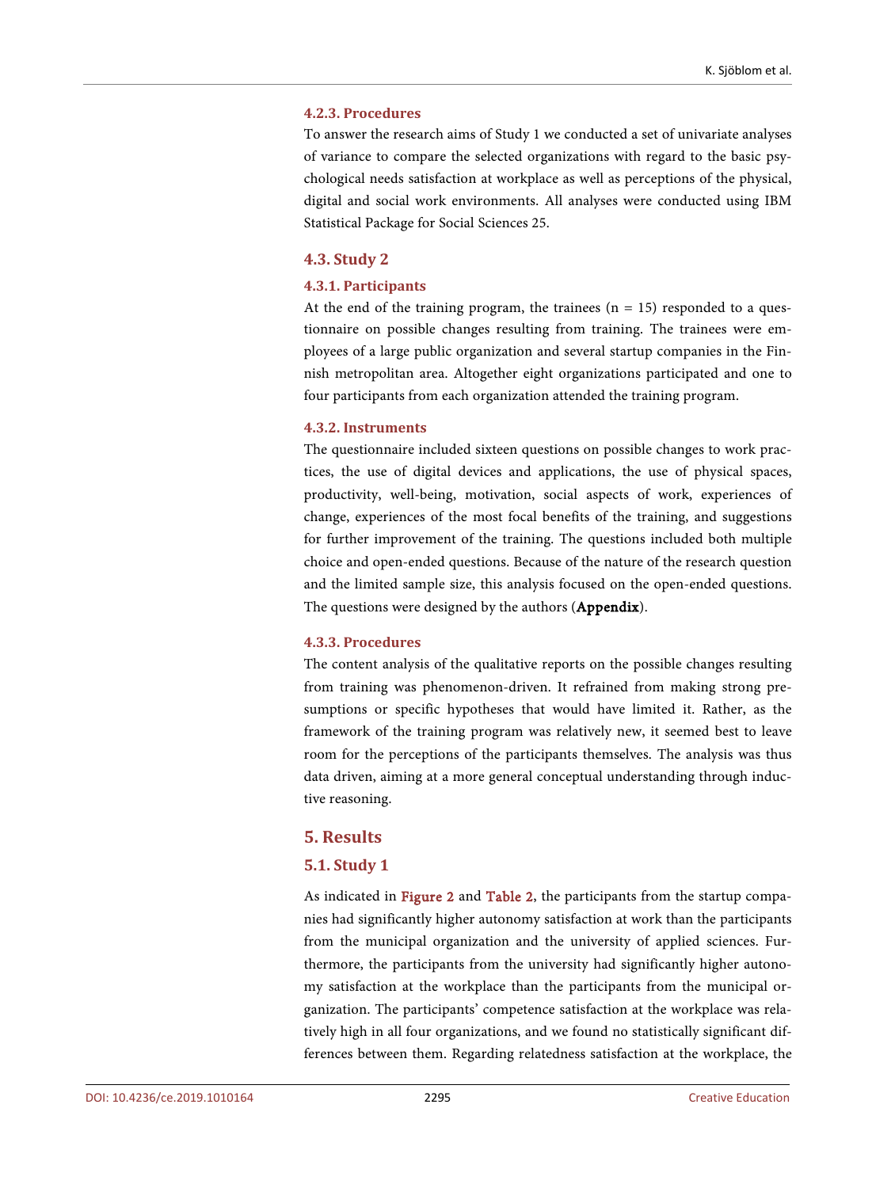#### 4.2.3. Procedures

To answer the research aims of Study 1 we conducted a set of univariate analyses of variance to compare the selected organizations with regard to the basic psychological needs satisfaction at workplace as well as perceptions of the physical, digital and social work environments. All analyses were conducted using IBM Statistical Package for Social Sciences 25.

### 4.3. Study 2

#### 4.3.1. Participants

At the end of the training program, the trainees ($n = 15$) responded to a questionnaire on possible changes resulting from training. The trainees were employees of a large public organization and several startup companies in the Finnish metropolitan area. Altogether eight organizations participated and one to four participants from each organization attended the training program.

#### 4.3.2. Instruments

The questionnaire included sixteen questions on possible changes to work practices, the use of digital devices and applications, the use of physical spaces, productivity, well-being, motivation, social aspects of work, experiences of change, experiences of the most focal benefits of the training, and suggestions for further improvement of the training. The questions included both multiple choice and open-ended questions. Because of the nature of the research question and the limited sample size, this analysis focused on the open-ended questions. The questions were designed by the authors (**Appendix**).

#### 4.3.3. Procedures

The content analysis of the qualitative reports on the possible changes resulting from training was phenomenon-driven. It refrained from making strong presumptions or specific hypotheses that would have limited it. Rather, as the framework of the training program was relatively new, it seemed best to leave room for the perceptions of the participants themselves. The analysis was thus data driven, aiming at a more general conceptual understanding through inductive reasoning.

## 5. Results

### 5.1. Study 1

As indicated in Figure 2 and Table 2, the participants from the startup companies had significantly higher autonomy satisfaction at work than the participants from the municipal organization and the university of applied sciences. Furthermore, the participants from the university had significantly higher autonomy satisfaction at the workplace than the participants from the municipal organization. The participants' competence satisfaction at the workplace was relatively high in all four organizations, and we found no statistically significant differences between them. Regarding relatedness satisfaction at the workplace, the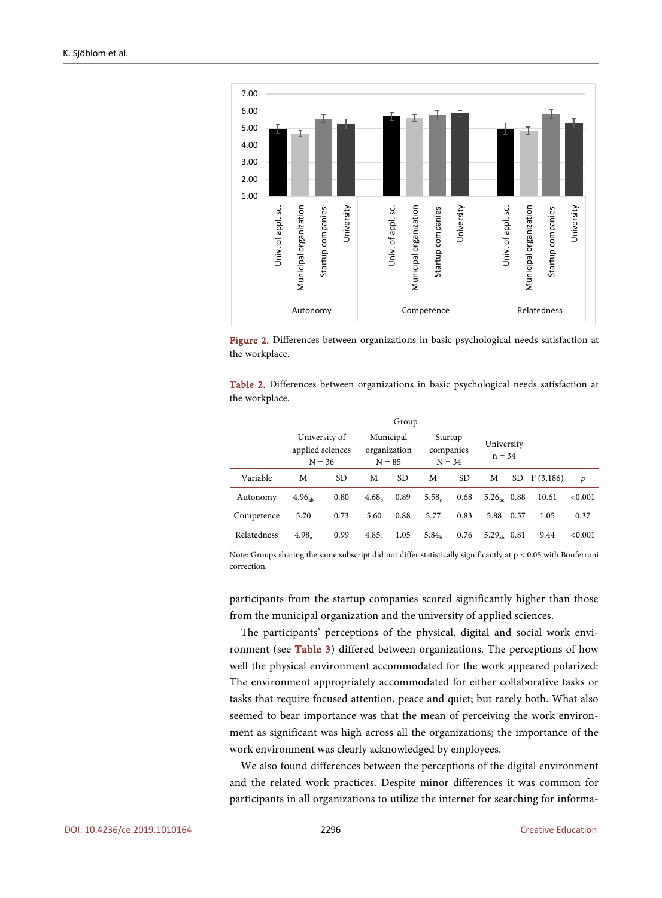Figure 2. Differences between organizations in basic psychological needs satisfaction at the workplace.

Table 2. Differences between organizations in basic psychological needs satisfaction at the workplace.

| | Group | | | | | | | | | |
|---|---|---|---|---|---|---|---|---|---|---|
| | University of applied sciences N = 36 | | Municipal organization N = 85 | | Startup companies N = 34 | | University n = 34 | | | |
| Variable | M | SD | M | SD | M | SD | M | SD | F (3,186) | *p* |
| Autonomy | $4.96_{ab}$ | 0.80 | $4.68_{b}$ | 0.89 | $5.58_{c}$ | 0.68 | $5.26_{ac}$ | 0.88 | 10.61 | <0.001 |
| Competence | 5.70 | 0.73 | 5.60 | 0.88 | 5.77 | 0.83 | 5.88 | 0.57 | 1.05 | 0.37 |
| Relatedness | $4.98_{a}$ | 0.99 | $4.85_{a}$ | 1.05 | $5.84_{b}$ | 0.76 | $5.29_{ab}$ | 0.81 | 9.44 | <0.001 |

Note: Groups sharing the same subscript did not differ statistically significantly at $p < 0.05$ with Bonferroni correction.

participants from the startup companies scored significantly higher than those from the municipal organization and the university of applied sciences.

The participants' perceptions of the physical, digital and social work environment (see Table 3) differed between organizations. The perceptions of how well the physical environment accommodated for the work appeared polarized: The environment appropriately accommodated for either collaborative tasks or tasks that require focused attention, peace and quiet; but rarely both. What also seemed to bear importance was that the mean of perceiving the work environment as significant was high across all the organizations; the importance of the work environment was clearly acknowledged by employees.

We also found differences between the perceptions of the digital environment and the related work practices. Despite minor differences it was common for participants in all organizations to utilize the internet for searching for informa-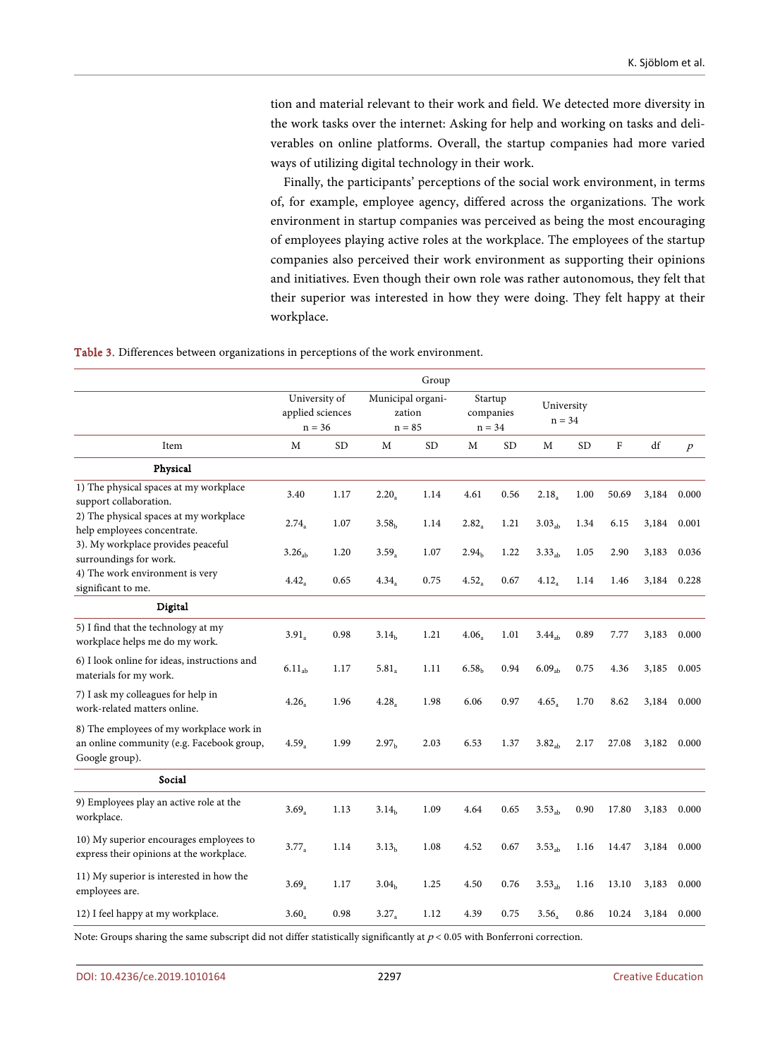tion and material relevant to their work and field. We detected more diversity in the work tasks over the internet: Asking for help and working on tasks and deliverables on online platforms. Overall, the startup companies had more varied ways of utilizing digital technology in their work.

Finally, the participants' perceptions of the social work environment, in terms of, for example, employee agency, differed across the organizations. The work environment in startup companies was perceived as being the most encouraging of employees playing active roles at the workplace. The employees of the startup companies also perceived their work environment as supporting their opinions and initiatives. Even though their own role was rather autonomous, they felt that their superior was interested in how they were doing. They felt happy at their workplace.

**Table 3.** Differences between organizations in perceptions of the work environment.

| | Group | | | | | | | | | | |
|---|---|---|---|---|---|---|---|---|---|---|---|
| | University of applied sciences n = 36 | | Municipal organization n = 85 | | Startup companies n = 34 | | University n = 34 | | | | |
| Item | M | SD | M | SD | M | SD | M | SD | F | df | $p$ |
| **Physical** | | | | | | | | | | | |
| 1) The physical spaces at my workplace support collaboration. | 3.40 | 1.17 | $2.20_a$ | 1.14 | 4.61 | 0.56 | $2.18_a$ | 1.00 | 50.69 | 3,184 | 0.000 |
| 2) The physical spaces at my workplace help employees concentrate. | $2.74_a$ | 1.07 | $3.58_b$ | 1.14 | $2.82_a$ | 1.21 | $3.03_{ab}$ | 1.34 | 6.15 | 3,184 | 0.001 |
| 3). My workplace provides peaceful surroundings for work. | $3.26_{ab}$ | 1.20 | $3.59_a$ | 1.07 | $2.94_b$ | 1.22 | $3.33_{ab}$ | 1.05 | 2.90 | 3,183 | 0.036 |
| 4) The work environment is very significant to me. | $4.42_a$ | 0.65 | $4.34_a$ | 0.75 | $4.52_a$ | 0.67 | $4.12_a$ | 1.14 | 1.46 | 3,184 | 0.228 |
| **Digital** | | | | | | | | | | | |
| 5) I find that the technology at my workplace helps me do my work. | $3.91_a$ | 0.98 | $3.14_b$ | 1.21 | $4.06_a$ | 1.01 | $3.44_{ab}$ | 0.89 | 7.77 | 3,183 | 0.000 |
| 6) I look online for ideas, instructions and materials for my work. | $6.11_{ab}$ | 1.17 | $5.81_a$ | 1.11 | $6.58_b$ | 0.94 | $6.09_{ab}$ | 0.75 | 4.36 | 3,185 | 0.005 |
| 7) I ask my colleagues for help in work-related matters online. | $4.26_a$ | 1.96 | $4.28_a$ | 1.98 | 6.06 | 0.97 | $4.65_a$ | 1.70 | 8.62 | 3,184 | 0.000 |
| 8) The employees of my workplace work in an online community (e.g. Facebook group, Google group). | $4.59_a$ | 1.99 | $2.97_b$ | 2.03 | 6.53 | 1.37 | $3.82_{ab}$ | 2.17 | 27.08 | 3,182 | 0.000 |
| **Social** | | | | | | | | | | | |
| 9) Employees play an active role at the workplace. | $3.69_a$ | 1.13 | $3.14_b$ | 1.09 | 4.64 | 0.65 | $3.53_{ab}$ | 0.90 | 17.80 | 3,183 | 0.000 |
| 10) My superior encourages employees to express their opinions at the workplace. | $3.77_a$ | 1.14 | $3.13_b$ | 1.08 | 4.52 | 0.67 | $3.53_{ab}$ | 1.16 | 14.47 | 3,184 | 0.000 |
| 11) My superior is interested in how the employees are. | $3.69_a$ | 1.17 | $3.04_b$ | 1.25 | 4.50 | 0.76 | $3.53_{ab}$ | 1.16 | 13.10 | 3,183 | 0.000 |
| 12) I feel happy at my workplace. | $3.60_a$ | 0.98 | $3.27_a$ | 1.12 | 4.39 | 0.75 | $3.56_a$ | 0.86 | 10.24 | 3,184 | 0.000 |

Note: Groups sharing the same subscript did not differ statistically significantly at $p < 0.05$ with Bonferroni correction.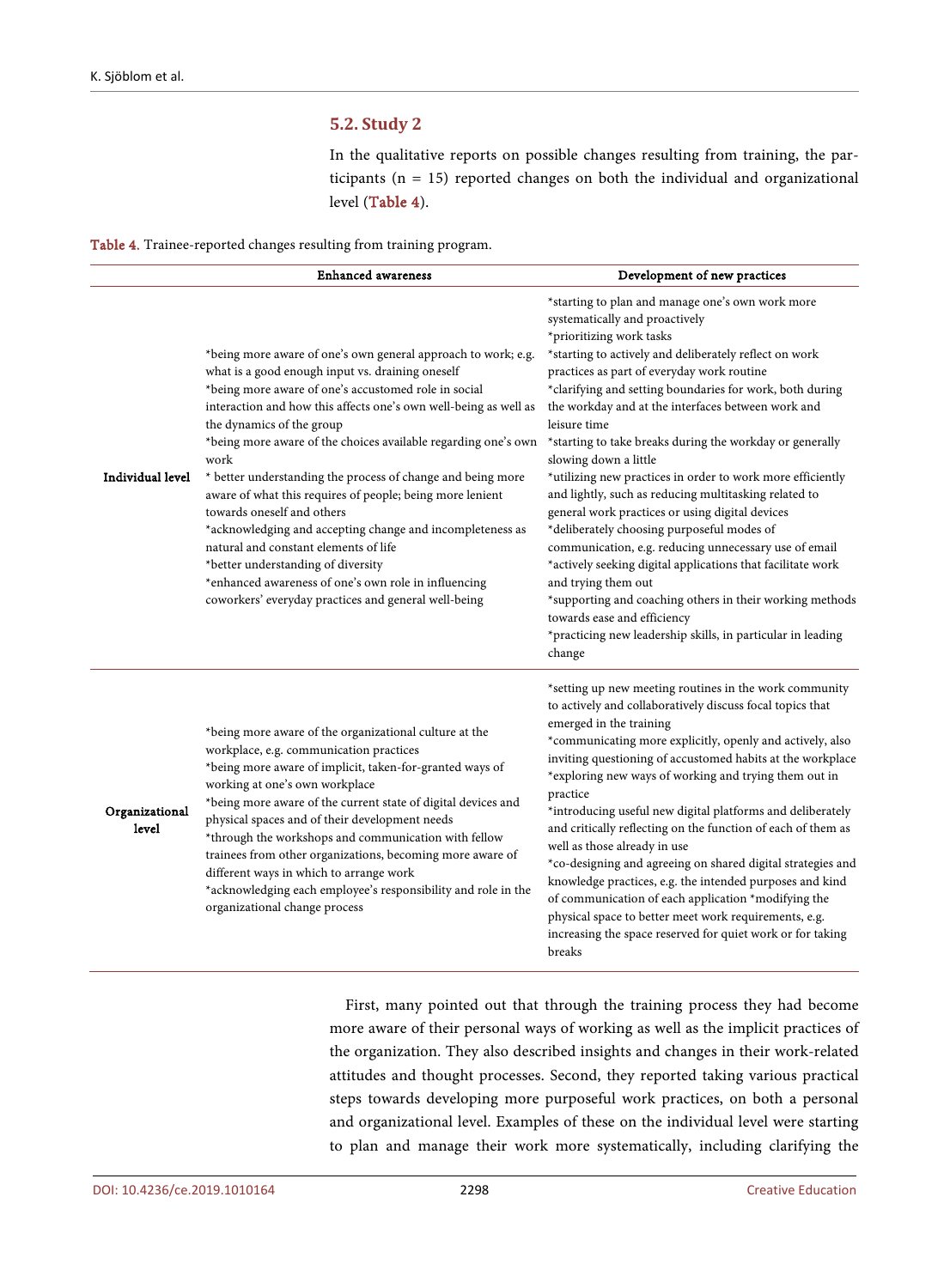## 5.2. Study 2

In the qualitative reports on possible changes resulting from training, the participants (n = 15) reported changes on both the individual and organizational level (Table 4).

Table 4. Trainee-reported changes resulting from training program.

| | Enhanced awareness | Development of new practices |
|---|---|---|
| **Individual level** | *being more aware of one's own general approach to work; e.g. what is a good enough input vs. draining oneself<br>*being more aware of one's accustomed role in social interaction and how this affects one's own well-being as well as the dynamics of the group<br>*being more aware of the choices available regarding one's own work<br>* better understanding the process of change and being more aware of what this requires of people; being more lenient towards oneself and others<br>*acknowledging and accepting change and incompleteness as natural and constant elements of life<br>*better understanding of diversity<br>*enhanced awareness of one's own role in influencing coworkers' everyday practices and general well-being | *starting to plan and manage one's own work more systematically and proactively<br>*prioritizing work tasks<br>*starting to actively and deliberately reflect on work practices as part of everyday work routine<br>*clarifying and setting boundaries for work, both during the workday and at the interfaces between work and leisure time<br>*starting to take breaks during the workday or generally slowing down a little<br>*utilizing new practices in order to work more efficiently and lightly, such as reducing multitasking related to general work practices or using digital devices<br>*deliberately choosing purposeful modes of communication, e.g. reducing unnecessary use of email<br>*actively seeking digital applications that facilitate work and trying them out<br>*supporting and coaching others in their working methods towards ease and efficiency<br>*practicing new leadership skills, in particular in leading change |
| **Organizational level** | *being more aware of the organizational culture at the workplace, e.g. communication practices<br>*being more aware of implicit, taken-for-granted ways of working at one's own workplace<br>*being more aware of the current state of digital devices and physical spaces and of their development needs<br>*through the workshops and communication with fellow trainees from other organizations, becoming more aware of different ways in which to arrange work<br>*acknowledging each employee's responsibility and role in the organizational change process | *setting up new meeting routines in the work community to actively and collaboratively discuss focal topics that emerged in the training<br>*communicating more explicitly, openly and actively, also inviting questioning of accustomed habits at the workplace<br>*exploring new ways of working and trying them out in practice<br>*introducing useful new digital platforms and deliberately and critically reflecting on the function of each of them as well as those already in use<br>*co-designing and agreeing on shared digital strategies and knowledge practices, e.g. the intended purposes and kind of communication of each application *modifying the physical space to better meet work requirements, e.g. increasing the space reserved for quiet work or for taking breaks |

First, many pointed out that through the training process they had become more aware of their personal ways of working as well as the implicit practices of the organization. They also described insights and changes in their work-related attitudes and thought processes. Second, they reported taking various practical steps towards developing more purposeful work practices, on both a personal and organizational level. Examples of these on the individual level were starting to plan and manage their work more systematically, including clarifying the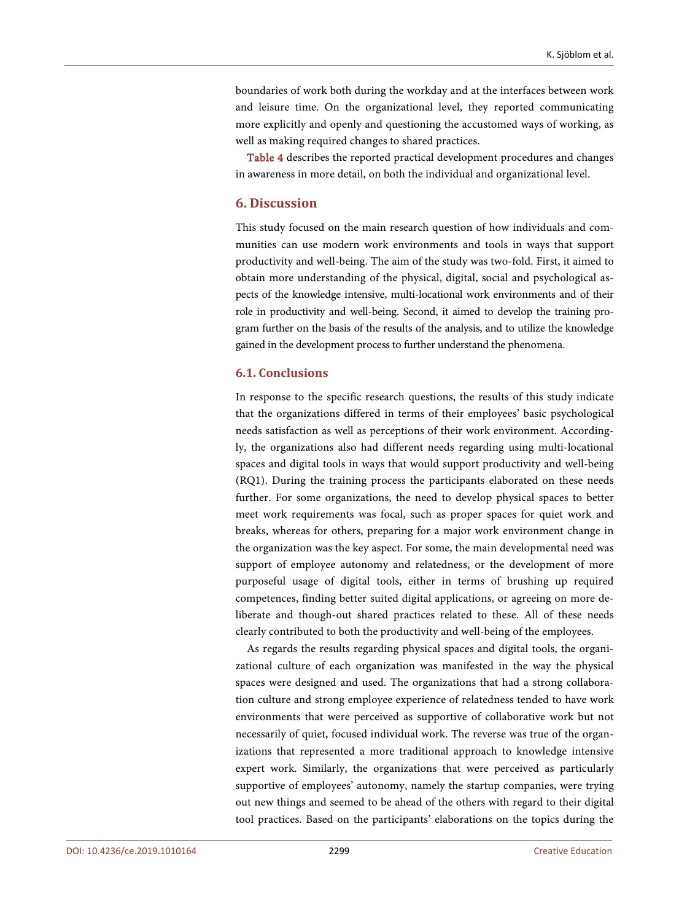boundaries of work both during the workday and at the interfaces between work and leisure time. On the organizational level, they reported communicating more explicitly and openly and questioning the accustomed ways of working, as well as making required changes to shared practices.

Table 4 describes the reported practical development procedures and changes in awareness in more detail, on both the individual and organizational level.

## 6. Discussion

This study focused on the main research question of how individuals and communities can use modern work environments and tools in ways that support productivity and well-being. The aim of the study was two-fold. First, it aimed to obtain more understanding of the physical, digital, social and psychological aspects of the knowledge intensive, multi-locational work environments and of their role in productivity and well-being. Second, it aimed to develop the training program further on the basis of the results of the analysis, and to utilize the knowledge gained in the development process to further understand the phenomena.

### 6.1. Conclusions

In response to the specific research questions, the results of this study indicate that the organizations differed in terms of their employees' basic psychological needs satisfaction as well as perceptions of their work environment. Accordingly, the organizations also had different needs regarding using multi-locational spaces and digital tools in ways that would support productivity and well-being (RQ1). During the training process the participants elaborated on these needs further. For some organizations, the need to develop physical spaces to better meet work requirements was focal, such as proper spaces for quiet work and breaks, whereas for others, preparing for a major work environment change in the organization was the key aspect. For some, the main developmental need was support of employee autonomy and relatedness, or the development of more purposeful usage of digital tools, either in terms of brushing up required competences, finding better suited digital applications, or agreeing on more deliberate and though-out shared practices related to these. All of these needs clearly contributed to both the productivity and well-being of the employees.

As regards the results regarding physical spaces and digital tools, the organizational culture of each organization was manifested in the way the physical spaces were designed and used. The organizations that had a strong collaboration culture and strong employee experience of relatedness tended to have work environments that were perceived as supportive of collaborative work but not necessarily of quiet, focused individual work. The reverse was true of the organizations that represented a more traditional approach to knowledge intensive expert work. Similarly, the organizations that were perceived as particularly supportive of employees' autonomy, namely the startup companies, were trying out new things and seemed to be ahead of the others with regard to their digital tool practices. Based on the participants' elaborations on the topics during the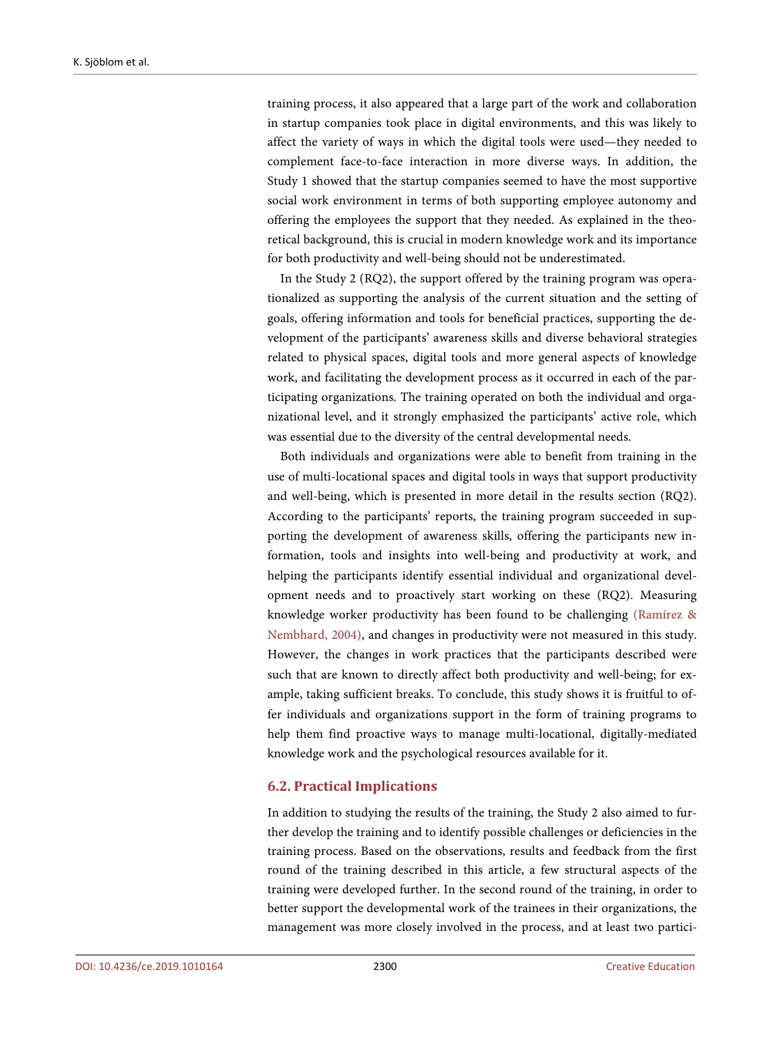training process, it also appeared that a large part of the work and collaboration in startup companies took place in digital environments, and this was likely to affect the variety of ways in which the digital tools were used—they needed to complement face-to-face interaction in more diverse ways. In addition, the Study 1 showed that the startup companies seemed to have the most supportive social work environment in terms of both supporting employee autonomy and offering the employees the support that they needed. As explained in the theoretical background, this is crucial in modern knowledge work and its importance for both productivity and well-being should not be underestimated.

In the Study 2 (RQ2), the support offered by the training program was operationalized as supporting the analysis of the current situation and the setting of goals, offering information and tools for beneficial practices, supporting the development of the participants' awareness skills and diverse behavioral strategies related to physical spaces, digital tools and more general aspects of knowledge work, and facilitating the development process as it occurred in each of the participating organizations. The training operated on both the individual and organizational level, and it strongly emphasized the participants' active role, which was essential due to the diversity of the central developmental needs.

Both individuals and organizations were able to benefit from training in the use of multi-locational spaces and digital tools in ways that support productivity and well-being, which is presented in more detail in the results section (RQ2). According to the participants' reports, the training program succeeded in supporting the development of awareness skills, offering the participants new information, tools and insights into well-being and productivity at work, and helping the participants identify essential individual and organizational development needs and to proactively start working on these (RQ2). Measuring knowledge worker productivity has been found to be challenging (Ramírez & Nembhard, 2004), and changes in productivity were not measured in this study. However, the changes in work practices that the participants described were such that are known to directly affect both productivity and well-being; for example, taking sufficient breaks. To conclude, this study shows it is fruitful to offer individuals and organizations support in the form of training programs to help them find proactive ways to manage multi-locational, digitally-mediated knowledge work and the psychological resources available for it.

## 6.2. Practical Implications

In addition to studying the results of the training, the Study 2 also aimed to further develop the training and to identify possible challenges or deficiencies in the training process. Based on the observations, results and feedback from the first round of the training described in this article, a few structural aspects of the training were developed further. In the second round of the training, in order to better support the developmental work of the trainees in their organizations, the management was more closely involved in the process, and at least two partici-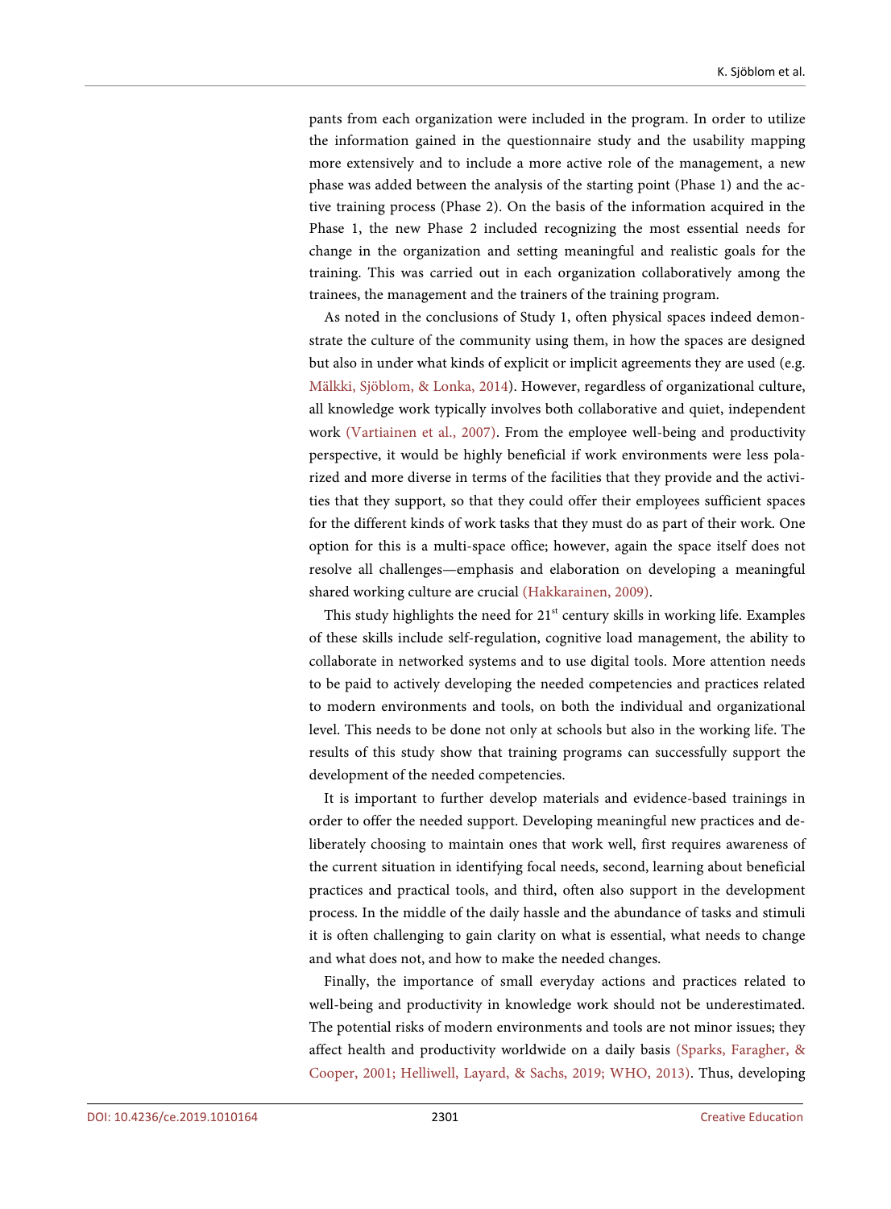pants from each organization were included in the program. In order to utilize the information gained in the questionnaire study and the usability mapping more extensively and to include a more active role of the management, a new phase was added between the analysis of the starting point (Phase 1) and the active training process (Phase 2). On the basis of the information acquired in the Phase 1, the new Phase 2 included recognizing the most essential needs for change in the organization and setting meaningful and realistic goals for the training. This was carried out in each organization collaboratively among the trainees, the management and the trainers of the training program.

As noted in the conclusions of Study 1, often physical spaces indeed demonstrate the culture of the community using them, in how the spaces are designed but also in under what kinds of explicit or implicit agreements they are used (e.g. Mälkki, Sjöblom, & Lonka, 2014). However, regardless of organizational culture, all knowledge work typically involves both collaborative and quiet, independent work (Vartiainen et al., 2007). From the employee well-being and productivity perspective, it would be highly beneficial if work environments were less polarized and more diverse in terms of the facilities that they provide and the activities that they support, so that they could offer their employees sufficient spaces for the different kinds of work tasks that they must do as part of their work. One option for this is a multi-space office; however, again the space itself does not resolve all challenges—emphasis and elaboration on developing a meaningful shared working culture are crucial (Hakkarainen, 2009).

This study highlights the need for 21st century skills in working life. Examples of these skills include self-regulation, cognitive load management, the ability to collaborate in networked systems and to use digital tools. More attention needs to be paid to actively developing the needed competencies and practices related to modern environments and tools, on both the individual and organizational level. This needs to be done not only at schools but also in the working life. The results of this study show that training programs can successfully support the development of the needed competencies.

It is important to further develop materials and evidence-based trainings in order to offer the needed support. Developing meaningful new practices and deliberately choosing to maintain ones that work well, first requires awareness of the current situation in identifying focal needs, second, learning about beneficial practices and practical tools, and third, often also support in the development process. In the middle of the daily hassle and the abundance of tasks and stimuli it is often challenging to gain clarity on what is essential, what needs to change and what does not, and how to make the needed changes.

Finally, the importance of small everyday actions and practices related to well-being and productivity in knowledge work should not be underestimated. The potential risks of modern environments and tools are not minor issues; they affect health and productivity worldwide on a daily basis (Sparks, Faragher, & Cooper, 2001; Helliwell, Layard, & Sachs, 2019; WHO, 2013). Thus, developing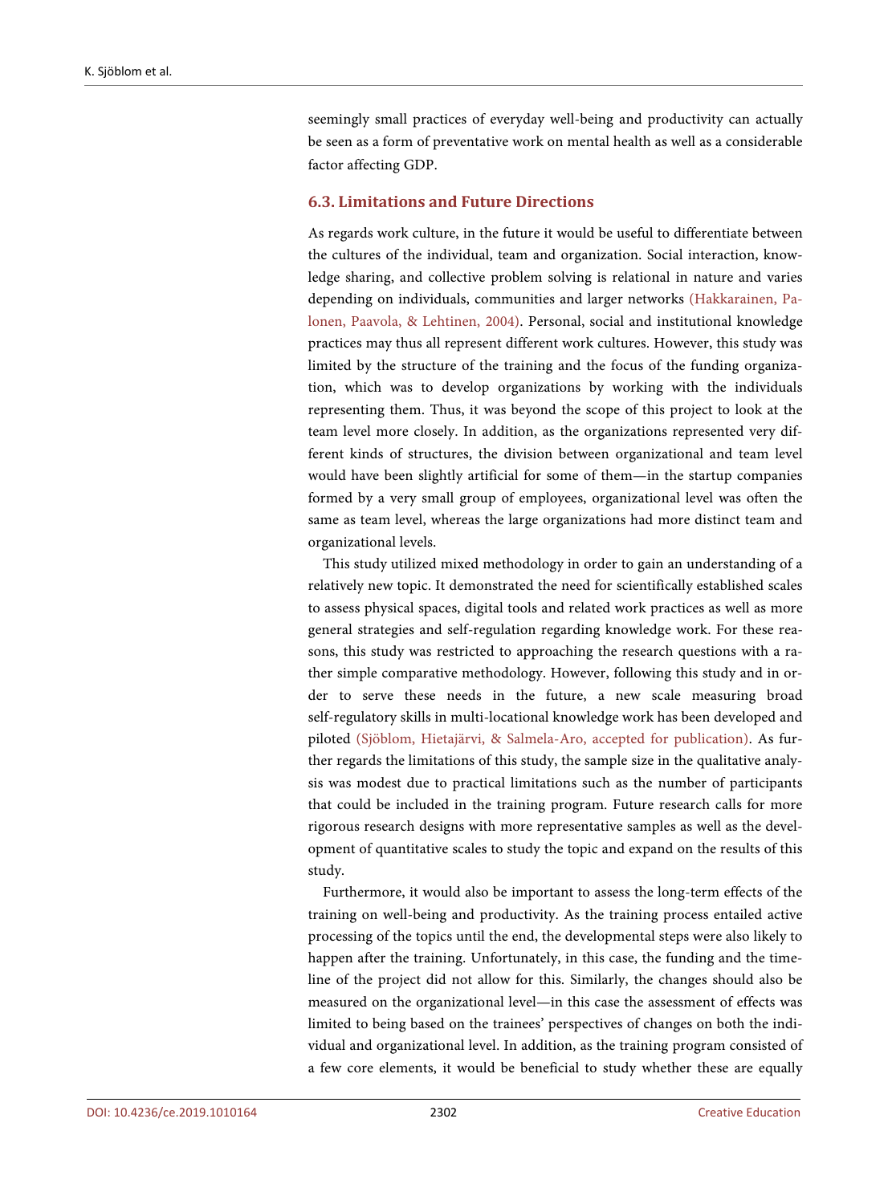seemingly small practices of everyday well-being and productivity can actually be seen as a form of preventative work on mental health as well as a considerable factor affecting GDP.

### 6.3. Limitations and Future Directions

As regards work culture, in the future it would be useful to differentiate between the cultures of the individual, team and organization. Social interaction, knowledge sharing, and collective problem solving is relational in nature and varies depending on individuals, communities and larger networks (Hakkarainen, Palonen, Paavola, & Lehtinen, 2004). Personal, social and institutional knowledge practices may thus all represent different work cultures. However, this study was limited by the structure of the training and the focus of the funding organization, which was to develop organizations by working with the individuals representing them. Thus, it was beyond the scope of this project to look at the team level more closely. In addition, as the organizations represented very different kinds of structures, the division between organizational and team level would have been slightly artificial for some of them—in the startup companies formed by a very small group of employees, organizational level was often the same as team level, whereas the large organizations had more distinct team and organizational levels.

This study utilized mixed methodology in order to gain an understanding of a relatively new topic. It demonstrated the need for scientifically established scales to assess physical spaces, digital tools and related work practices as well as more general strategies and self-regulation regarding knowledge work. For these reasons, this study was restricted to approaching the research questions with a rather simple comparative methodology. However, following this study and in order to serve these needs in the future, a new scale measuring broad self-regulatory skills in multi-locational knowledge work has been developed and piloted (Sjöblom, Hietajärvi, & Salmela-Aro, accepted for publication). As further regards the limitations of this study, the sample size in the qualitative analysis was modest due to practical limitations such as the number of participants that could be included in the training program. Future research calls for more rigorous research designs with more representative samples as well as the development of quantitative scales to study the topic and expand on the results of this study.

Furthermore, it would also be important to assess the long-term effects of the training on well-being and productivity. As the training process entailed active processing of the topics until the end, the developmental steps were also likely to happen after the training. Unfortunately, in this case, the funding and the timeline of the project did not allow for this. Similarly, the changes should also be measured on the organizational level—in this case the assessment of effects was limited to being based on the trainees' perspectives of changes on both the individual and organizational level. In addition, as the training program consisted of a few core elements, it would be beneficial to study whether these are equally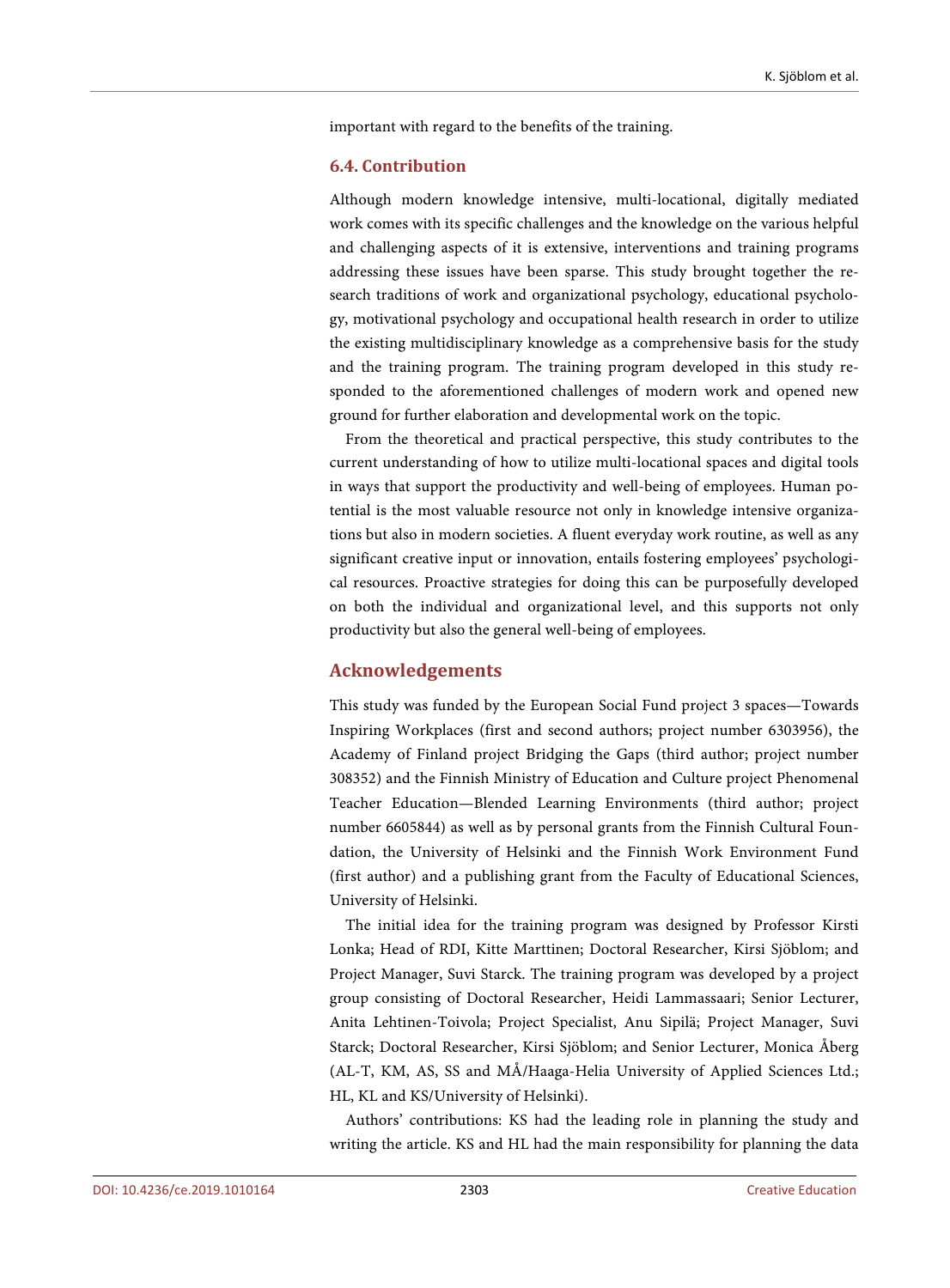important with regard to the benefits of the training.

### 6.4. Contribution

Although modern knowledge intensive, multi-locational, digitally mediated work comes with its specific challenges and the knowledge on the various helpful and challenging aspects of it is extensive, interventions and training programs addressing these issues have been sparse. This study brought together the research traditions of work and organizational psychology, educational psychology, motivational psychology and occupational health research in order to utilize the existing multidisciplinary knowledge as a comprehensive basis for the study and the training program. The training program developed in this study responded to the aforementioned challenges of modern work and opened new ground for further elaboration and developmental work on the topic.

From the theoretical and practical perspective, this study contributes to the current understanding of how to utilize multi-locational spaces and digital tools in ways that support the productivity and well-being of employees. Human potential is the most valuable resource not only in knowledge intensive organizations but also in modern societies. A fluent everyday work routine, as well as any significant creative input or innovation, entails fostering employees' psychological resources. Proactive strategies for doing this can be purposefully developed on both the individual and organizational level, and this supports not only productivity but also the general well-being of employees.

## Acknowledgements

This study was funded by the European Social Fund project 3 spaces—Towards Inspiring Workplaces (first and second authors; project number 6303956), the Academy of Finland project Bridging the Gaps (third author; project number 308352) and the Finnish Ministry of Education and Culture project Phenomenal Teacher Education—Blended Learning Environments (third author; project number 6605844) as well as by personal grants from the Finnish Cultural Foundation, the University of Helsinki and the Finnish Work Environment Fund (first author) and a publishing grant from the Faculty of Educational Sciences, University of Helsinki.

The initial idea for the training program was designed by Professor Kirsti Lonka; Head of RDI, Kitte Marttinen; Doctoral Researcher, Kirsi Sjöblom; and Project Manager, Suvi Starck. The training program was developed by a project group consisting of Doctoral Researcher, Heidi Lammassaari; Senior Lecturer, Anita Lehtinen-Toivola; Project Specialist, Anu Sipilä; Project Manager, Suvi Starck; Doctoral Researcher, Kirsi Sjöblom; and Senior Lecturer, Monica Åberg (AL-T, KM, AS, SS and MÅ/Haaga-Helia University of Applied Sciences Ltd.; HL, KL and KS/University of Helsinki).

Authors' contributions: KS had the leading role in planning the study and writing the article. KS and HL had the main responsibility for planning the data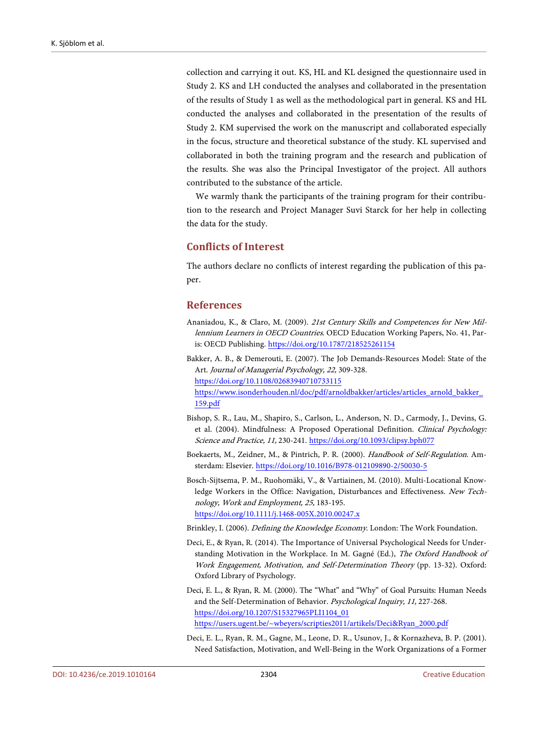collection and carrying it out. KS, HL and KL designed the questionnaire used in Study 2. KS and LH conducted the analyses and collaborated in the presentation of the results of Study 1 as well as the methodological part in general. KS and HL conducted the analyses and collaborated in the presentation of the results of Study 2. KM supervised the work on the manuscript and collaborated especially in the focus, structure and theoretical substance of the study. KL supervised and collaborated in both the training program and the research and publication of the results. She was also the Principal Investigator of the project. All authors contributed to the substance of the article.

We warmly thank the participants of the training program for their contribution to the research and Project Manager Suvi Starck for her help in collecting the data for the study.

## Conflicts of Interest

The authors declare no conflicts of interest regarding the publication of this paper.

## References

Ananiadou, K., & Claro, M. (2009). *21st Century Skills and Competences for New Millennium Learners in OECD Countries*. OECD Education Working Papers, No. 41, Paris: OECD Publishing. https://doi.org/10.1787/218525261154

Bakker, A. B., & Demerouti, E. (2007). The Job Demands-Resources Model: State of the Art. *Journal of Managerial Psychology, 22,* 309-328. https://doi.org/10.1108/02683940710733115 https://www.isonderhouden.nl/doc/pdf/arnoldbakker/articles/articles_arnold_bakker_159.pdf

Bishop, S. R., Lau, M., Shapiro, S., Carlson, L., Anderson, N. D., Carmody, J., Devins, G. et al. (2004). Mindfulness: A Proposed Operational Definition. *Clinical Psychology: Science and Practice, 11,* 230-241. https://doi.org/10.1093/clipsy.bph077

Boekaerts, M., Zeidner, M., & Pintrich, P. R. (2000). *Handbook of Self-Regulation*. Amsterdam: Elsevier. https://doi.org/10.1016/B978-012109890-2/50030-5

Bosch-Sijtsema, P. M., Ruohomäki, V., & Vartiainen, M. (2010). Multi-Locational Knowledge Workers in the Office: Navigation, Disturbances and Effectiveness. *New Technology, Work and Employment, 25,* 183-195. https://doi.org/10.1111/j.1468-005X.2010.00247.x

Brinkley, I. (2006). *Defining the Knowledge Economy*. London: The Work Foundation.

Deci, E., & Ryan, R. (2014). The Importance of Universal Psychological Needs for Understanding Motivation in the Workplace. In M. Gagné (Ed.), *The Oxford Handbook of Work Engagement, Motivation, and Self-Determination Theory* (pp. 13-32). Oxford: Oxford Library of Psychology.

Deci, E. L., & Ryan, R. M. (2000). The "What" and "Why" of Goal Pursuits: Human Needs and the Self-Determination of Behavior. *Psychological Inquiry, 11,* 227-268. https://doi.org/10.1207/S15327965PLI1104_01 https://users.ugent.be/~wbeyers/scripties2011/artikels/Deci&Ryan_2000.pdf

Deci, E. L., Ryan, R. M., Gagne, M., Leone, D. R., Usunov, J., & Kornazheva, B. P. (2001). Need Satisfaction, Motivation, and Well-Being in the Work Organizations of a Former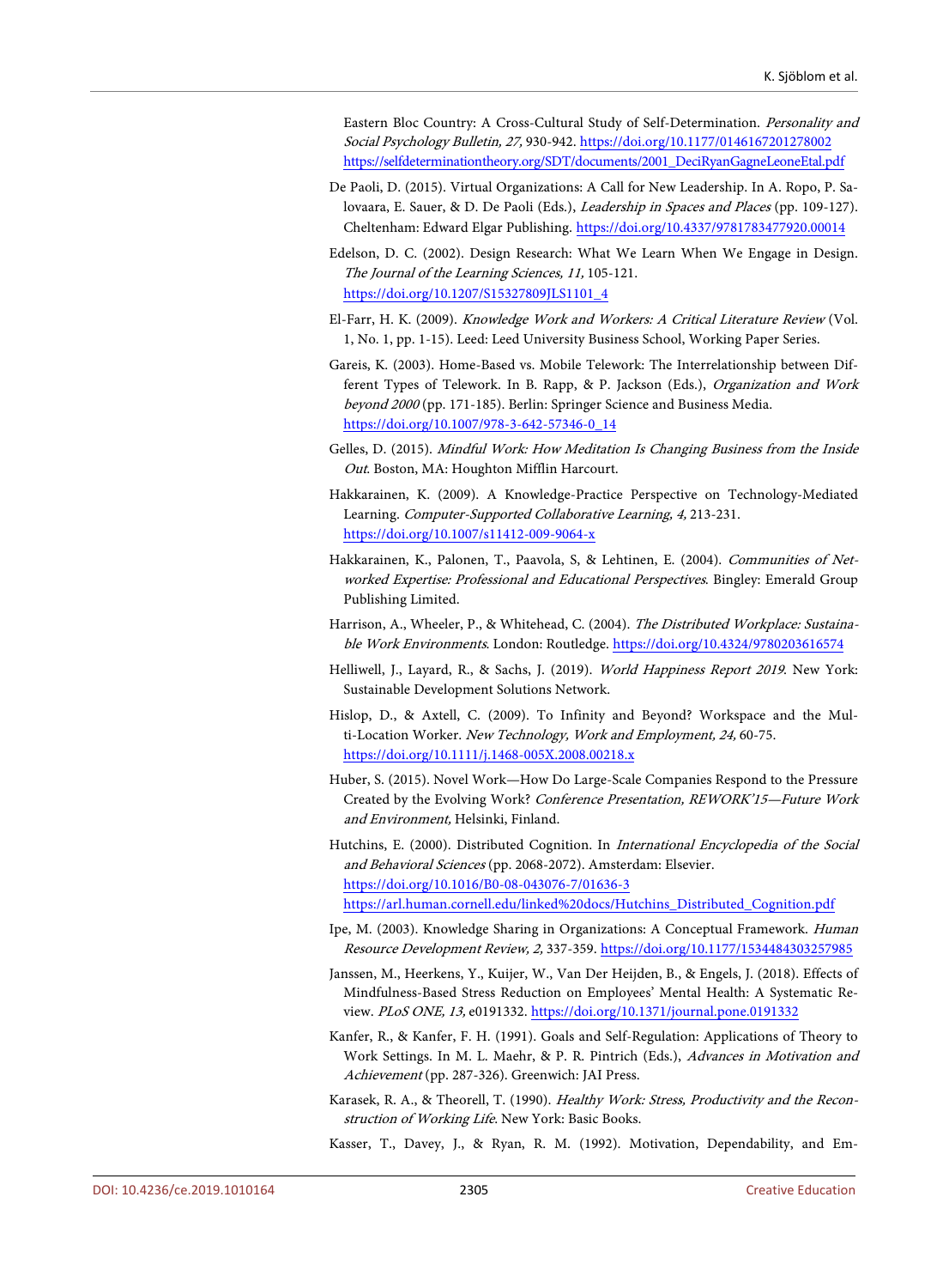Eastern Bloc Country: A Cross-Cultural Study of Self-Determination. *Personality and Social Psychology Bulletin, 27,* 930-942. https://doi.org/10.1177/0146167201278002 https://selfdeterminationtheory.org/SDT/documents/2001_DeciRyanGagneLeoneEtal.pdf

De Paoli, D. (2015). Virtual Organizations: A Call for New Leadership. In A. Ropo, P. Salovaara, E. Sauer, & D. De Paoli (Eds.), *Leadership in Spaces and Places* (pp. 109-127). Cheltenham: Edward Elgar Publishing. https://doi.org/10.4337/9781783477920.00014

Edelson, D. C. (2002). Design Research: What We Learn When We Engage in Design. *The Journal of the Learning Sciences, 11,* 105-121. https://doi.org/10.1207/S15327809JLS1101_4

El-Farr, H. K. (2009). *Knowledge Work and Workers: A Critical Literature Review* (Vol. 1, No. 1, pp. 1-15). Leed: Leed University Business School, Working Paper Series.

Gareis, K. (2003). Home-Based vs. Mobile Telework: The Interrelationship between Different Types of Telework. In B. Rapp, & P. Jackson (Eds.), *Organization and Work beyond 2000* (pp. 171-185). Berlin: Springer Science and Business Media. https://doi.org/10.1007/978-3-642-57346-0_14

Gelles, D. (2015). *Mindful Work: How Meditation Is Changing Business from the Inside Out*. Boston, MA: Houghton Mifflin Harcourt.

Hakkarainen, K. (2009). A Knowledge-Practice Perspective on Technology-Mediated Learning. *Computer-Supported Collaborative Learning, 4,* 213-231. https://doi.org/10.1007/s11412-009-9064-x

Hakkarainen, K., Palonen, T., Paavola, S, & Lehtinen, E. (2004). *Communities of Networked Expertise: Professional and Educational Perspectives*. Bingley: Emerald Group Publishing Limited.

Harrison, A., Wheeler, P., & Whitehead, C. (2004). *The Distributed Workplace: Sustainable Work Environments*. London: Routledge. https://doi.org/10.4324/9780203616574

Helliwell, J., Layard, R., & Sachs, J. (2019). *World Happiness Report 2019*. New York: Sustainable Development Solutions Network.

Hislop, D., & Axtell, C. (2009). To Infinity and Beyond? Workspace and the Multi-Location Worker. *New Technology, Work and Employment, 24,* 60-75. https://doi.org/10.1111/j.1468-005X.2008.00218.x

Huber, S. (2015). Novel Work—How Do Large-Scale Companies Respond to the Pressure Created by the Evolving Work? *Conference Presentation, REWORK'15—Future Work and Environment,* Helsinki, Finland.

Hutchins, E. (2000). Distributed Cognition. In *International Encyclopedia of the Social and Behavioral Sciences* (pp. 2068-2072). Amsterdam: Elsevier. https://doi.org/10.1016/B0-08-043076-7/01636-3 https://arl.human.cornell.edu/linked%20docs/Hutchins_Distributed_Cognition.pdf

Ipe, M. (2003). Knowledge Sharing in Organizations: A Conceptual Framework. *Human Resource Development Review, 2,* 337-359. https://doi.org/10.1177/1534484303257985

Janssen, M., Heerkens, Y., Kuijer, W., Van Der Heijden, B., & Engels, J. (2018). Effects of Mindfulness-Based Stress Reduction on Employees' Mental Health: A Systematic Review. *PLoS ONE, 13,* e0191332. https://doi.org/10.1371/journal.pone.0191332

Kanfer, R., & Kanfer, F. H. (1991). Goals and Self-Regulation: Applications of Theory to Work Settings. In M. L. Maehr, & P. R. Pintrich (Eds.), *Advances in Motivation and Achievement* (pp. 287-326). Greenwich: JAI Press.

Karasek, R. A., & Theorell, T. (1990). *Healthy Work: Stress, Productivity and the Reconstruction of Working Life*. New York: Basic Books.

Kasser, T., Davey, J., & Ryan, R. M. (1992). Motivation, Dependability, and Em-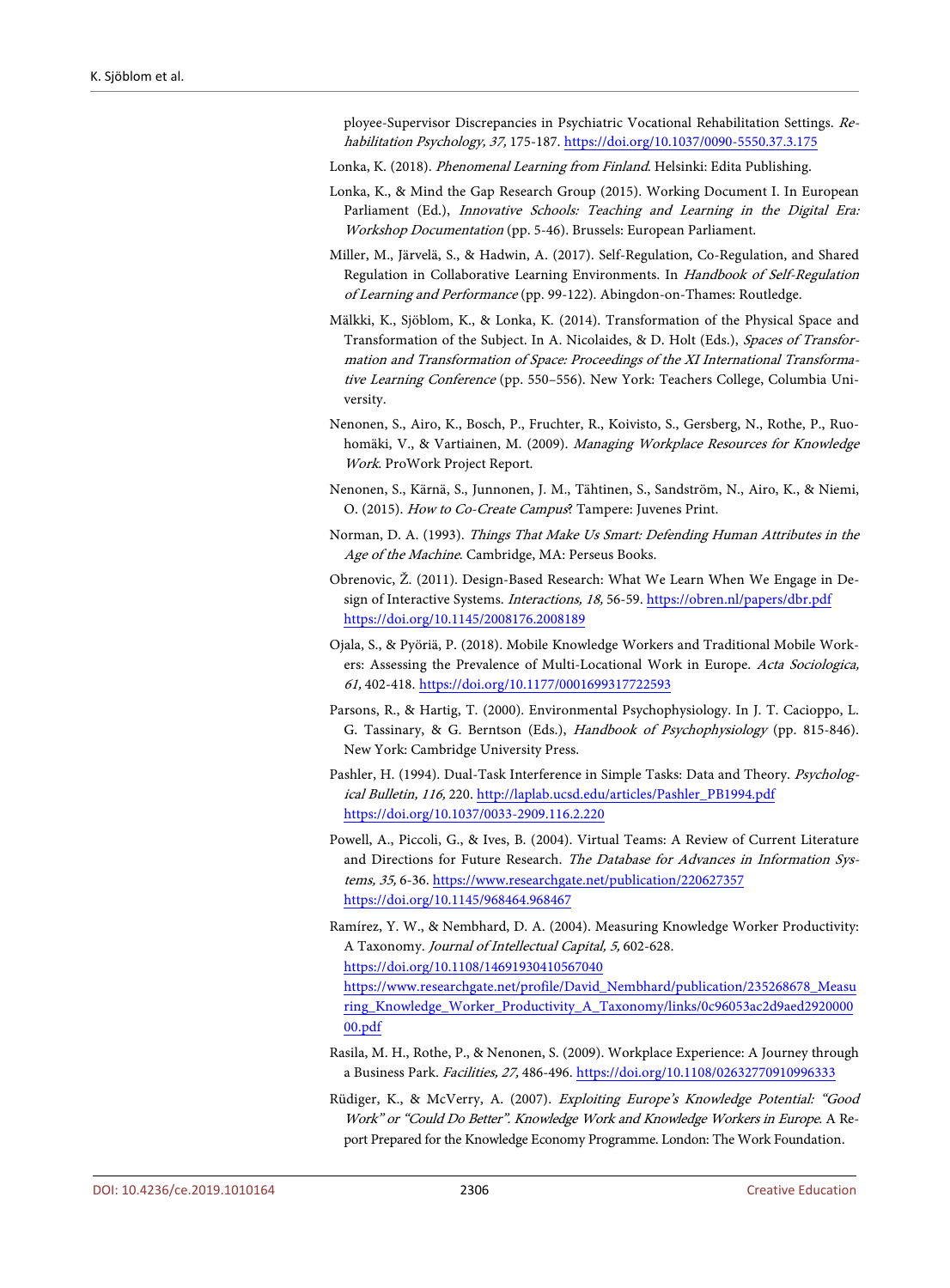ployee-Supervisor Discrepancies in Psychiatric Vocational Rehabilitation Settings. *Rehabilitation Psychology, 37,* 175-187. https://doi.org/10.1037/0090-5550.37.3.175

Lonka, K. (2018). *Phenomenal Learning from Finland*. Helsinki: Edita Publishing.

Lonka, K., & Mind the Gap Research Group (2015). Working Document I. In European Parliament (Ed.), *Innovative Schools: Teaching and Learning in the Digital Era: Workshop Documentation* (pp. 5-46). Brussels: European Parliament.

Miller, M., Järvelä, S., & Hadwin, A. (2017). Self-Regulation, Co-Regulation, and Shared Regulation in Collaborative Learning Environments. In *Handbook of Self-Regulation of Learning and Performance* (pp. 99-122). Abingdon-on-Thames: Routledge.

Mälkki, K., Sjöblom, K., & Lonka, K. (2014). Transformation of the Physical Space and Transformation of the Subject. In A. Nicolaides, & D. Holt (Eds.), *Spaces of Transformation and Transformation of Space: Proceedings of the XI International Transformative Learning Conference* (pp. 550–556). New York: Teachers College, Columbia University.

Nenonen, S., Airo, K., Bosch, P., Fruchter, R., Koivisto, S., Gersberg, N., Rothe, P., Ruohomäki, V., & Vartiainen, M. (2009). *Managing Workplace Resources for Knowledge Work*. ProWork Project Report.

Nenonen, S., Kärnä, S., Junnonen, J. M., Tähtinen, S., Sandström, N., Airo, K., & Niemi, O. (2015). *How to Co-Create Campus*? Tampere: Juvenes Print.

Norman, D. A. (1993). *Things That Make Us Smart: Defending Human Attributes in the Age of the Machine*. Cambridge, MA: Perseus Books.

Obrenovic, Ž. (2011). Design-Based Research: What We Learn When We Engage in Design of Interactive Systems. *Interactions, 18,* 56-59. https://obren.nl/papers/dbr.pdf https://doi.org/10.1145/2008176.2008189

Ojala, S., & Pyöriä, P. (2018). Mobile Knowledge Workers and Traditional Mobile Workers: Assessing the Prevalence of Multi-Locational Work in Europe. *Acta Sociologica, 61,* 402-418. https://doi.org/10.1177/0001699317722593

Parsons, R., & Hartig, T. (2000). Environmental Psychophysiology. In J. T. Cacioppo, L. G. Tassinary, & G. Berntson (Eds.), *Handbook of Psychophysiology* (pp. 815-846). New York: Cambridge University Press.

Pashler, H. (1994). Dual-Task Interference in Simple Tasks: Data and Theory. *Psychological Bulletin, 116,* 220. http://laplab.ucsd.edu/articles/Pashler_PB1994.pdf https://doi.org/10.1037/0033-2909.116.2.220

Powell, A., Piccoli, G., & Ives, B. (2004). Virtual Teams: A Review of Current Literature and Directions for Future Research. *The Database for Advances in Information Systems, 35,* 6-36. https://www.researchgate.net/publication/220627357 https://doi.org/10.1145/968464.968467

Ramírez, Y. W., & Nembhard, D. A. (2004). Measuring Knowledge Worker Productivity: A Taxonomy. *Journal of Intellectual Capital, 5,* 602-628. https://doi.org/10.1108/14691930410567040 https://www.researchgate.net/profile/David_Nembhard/publication/235268678_Measuring_Knowledge_Worker_Productivity_A_Taxonomy/links/0c96053ac2d9aed292000000.pdf

Rasila, M. H., Rothe, P., & Nenonen, S. (2009). Workplace Experience: A Journey through a Business Park. *Facilities, 27,* 486-496. https://doi.org/10.1108/02632770910996333

Rüdiger, K., & McVerry, A. (2007). *Exploiting Europe's Knowledge Potential: "Good Work" or "Could Do Better". Knowledge Work and Knowledge Workers in Europe*. A Report Prepared for the Knowledge Economy Programme. London: The Work Foundation.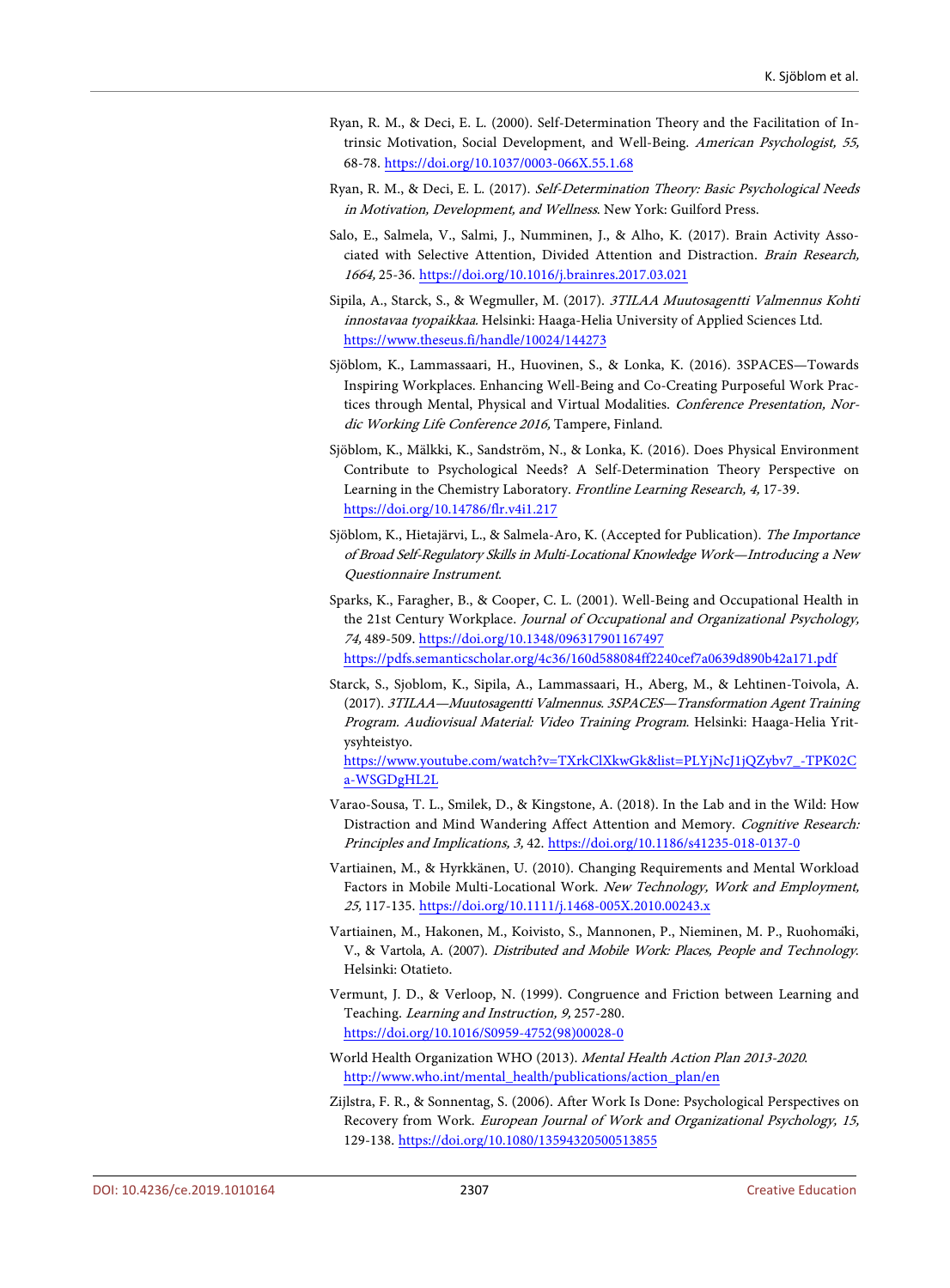Ryan, R. M., & Deci, E. L. (2000). Self-Determination Theory and the Facilitation of Intrinsic Motivation, Social Development, and Well-Being. *American Psychologist, 55,* 68-78. https://doi.org/10.1037/0003-066X.55.1.68

Ryan, R. M., & Deci, E. L. (2017). *Self-Determination Theory: Basic Psychological Needs in Motivation, Development, and Wellness*. New York: Guilford Press.

Salo, E., Salmela, V., Salmi, J., Numminen, J., & Alho, K. (2017). Brain Activity Associated with Selective Attention, Divided Attention and Distraction. *Brain Research, 1664,* 25-36. https://doi.org/10.1016/j.brainres.2017.03.021

Sipila, A., Starck, S., & Wegmuller, M. (2017). *3TILAA Muutosagentti Valmennus Kohti innostavaa tyopaikkaa*. Helsinki: Haaga-Helia University of Applied Sciences Ltd. https://www.theseus.fi/handle/10024/144273

Sjöblom, K., Lammassaari, H., Huovinen, S., & Lonka, K. (2016). 3SPACES—Towards Inspiring Workplaces. Enhancing Well-Being and Co-Creating Purposeful Work Practices through Mental, Physical and Virtual Modalities. *Conference Presentation, Nordic Working Life Conference 2016,* Tampere, Finland.

Sjöblom, K., Mälkki, K., Sandström, N., & Lonka, K. (2016). Does Physical Environment Contribute to Psychological Needs? A Self-Determination Theory Perspective on Learning in the Chemistry Laboratory. *Frontline Learning Research, 4,* 17-39. https://doi.org/10.14786/flr.v4i1.217

Sjöblom, K., Hietajärvi, L., & Salmela-Aro, K. (Accepted for Publication). *The Importance of Broad Self-Regulatory Skills in Multi-Locational Knowledge Work—Introducing a New Questionnaire Instrument*.

Sparks, K., Faragher, B., & Cooper, C. L. (2001). Well-Being and Occupational Health in the 21st Century Workplace. *Journal of Occupational and Organizational Psychology, 74,* 489-509. https://doi.org/10.1348/096317901167497 https://pdfs.semanticscholar.org/4c36/160d588084ff2240cef7a0639d890b42a171.pdf

Starck, S., Sjoblom, K., Sipila, A., Lammassaari, H., Aberg, M., & Lehtinen-Toivola, A. (2017). *3TILAA—Muutosagentti Valmennus. 3SPACES—Transformation Agent Training Program. Audiovisual Material: Video Training Program*. Helsinki: Haaga-Helia Yritysyhteistyo. https://www.youtube.com/watch?v=TXrkClXkwGk&list=PLYjNcJ1jQZybv7_-TPK02Ca-WSGDgHL2L

Varao-Sousa, T. L., Smilek, D., & Kingstone, A. (2018). In the Lab and in the Wild: How Distraction and Mind Wandering Affect Attention and Memory. *Cognitive Research: Principles and Implications, 3,* 42. https://doi.org/10.1186/s41235-018-0137-0

Vartiainen, M., & Hyrkkänen, U. (2010). Changing Requirements and Mental Workload Factors in Mobile Multi-Locational Work. *New Technology, Work and Employment, 25,* 117-135. https://doi.org/10.1111/j.1468-005X.2010.00243.x

Vartiainen, M., Hakonen, M., Koivisto, S., Mannonen, P., Nieminen, M. P., Ruohomäki, V., & Vartola, A. (2007). *Distributed and Mobile Work: Places, People and Technology*. Helsinki: Otatieto.

Vermunt, J. D., & Verloop, N. (1999). Congruence and Friction between Learning and Teaching. *Learning and Instruction, 9,* 257-280. https://doi.org/10.1016/S0959-4752(98)00028-0

World Health Organization WHO (2013). *Mental Health Action Plan 2013-2020*. http://www.who.int/mental_health/publications/action_plan/en

Zijlstra, F. R., & Sonnentag, S. (2006). After Work Is Done: Psychological Perspectives on Recovery from Work. *European Journal of Work and Organizational Psychology, 15,* 129-138. https://doi.org/10.1080/13594320500513855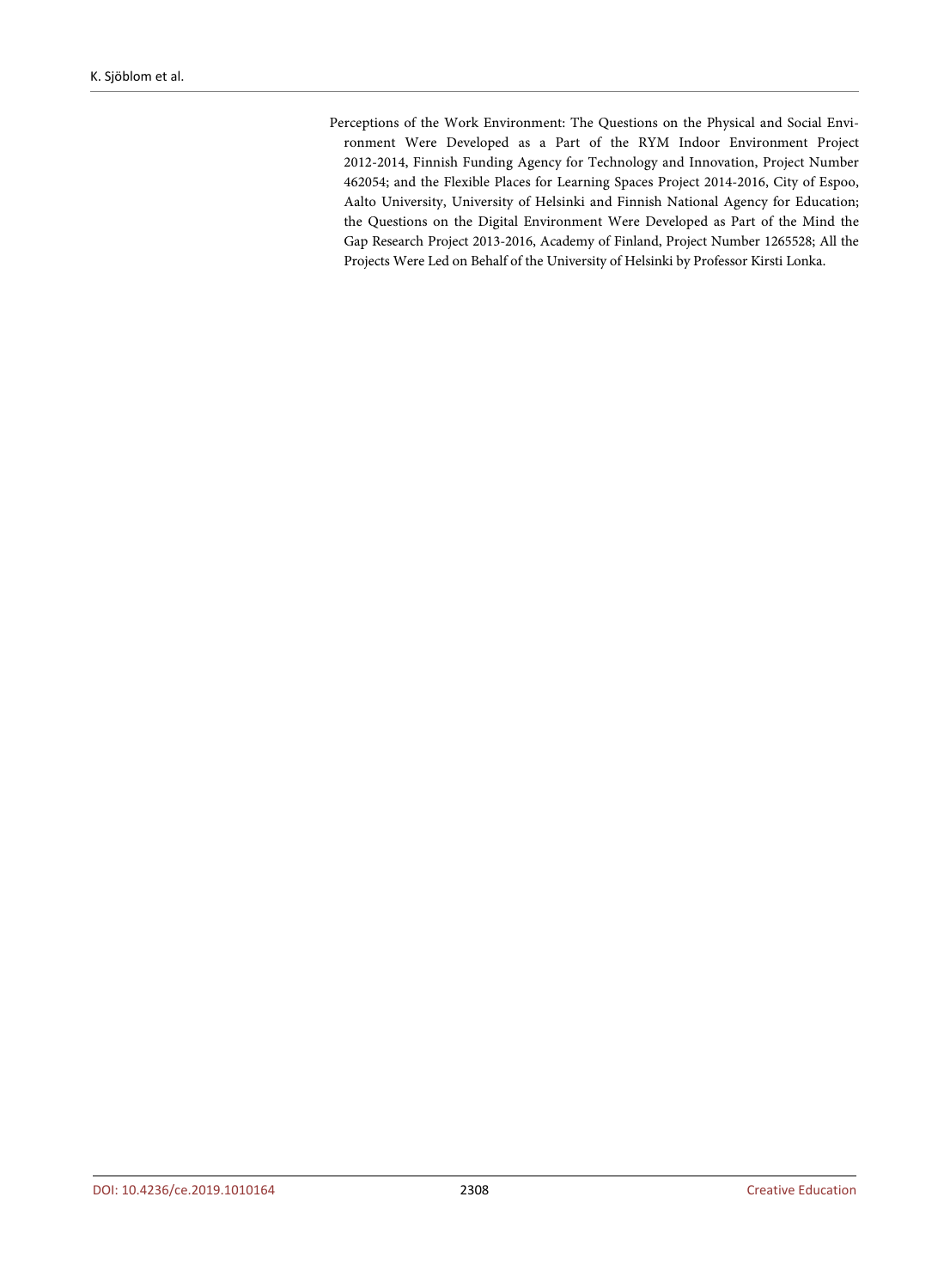Perceptions of the Work Environment: The Questions on the Physical and Social Environment Were Developed as a Part of the RYM Indoor Environment Project 2012-2014, Finnish Funding Agency for Technology and Innovation, Project Number 462054; and the Flexible Places for Learning Spaces Project 2014-2016, City of Espoo, Aalto University, University of Helsinki and Finnish National Agency for Education; the Questions on the Digital Environment Were Developed as Part of the Mind the Gap Research Project 2013-2016, Academy of Finland, Project Number 1265528; All the Projects Were Led on Behalf of the University of Helsinki by Professor Kirsti Lonka.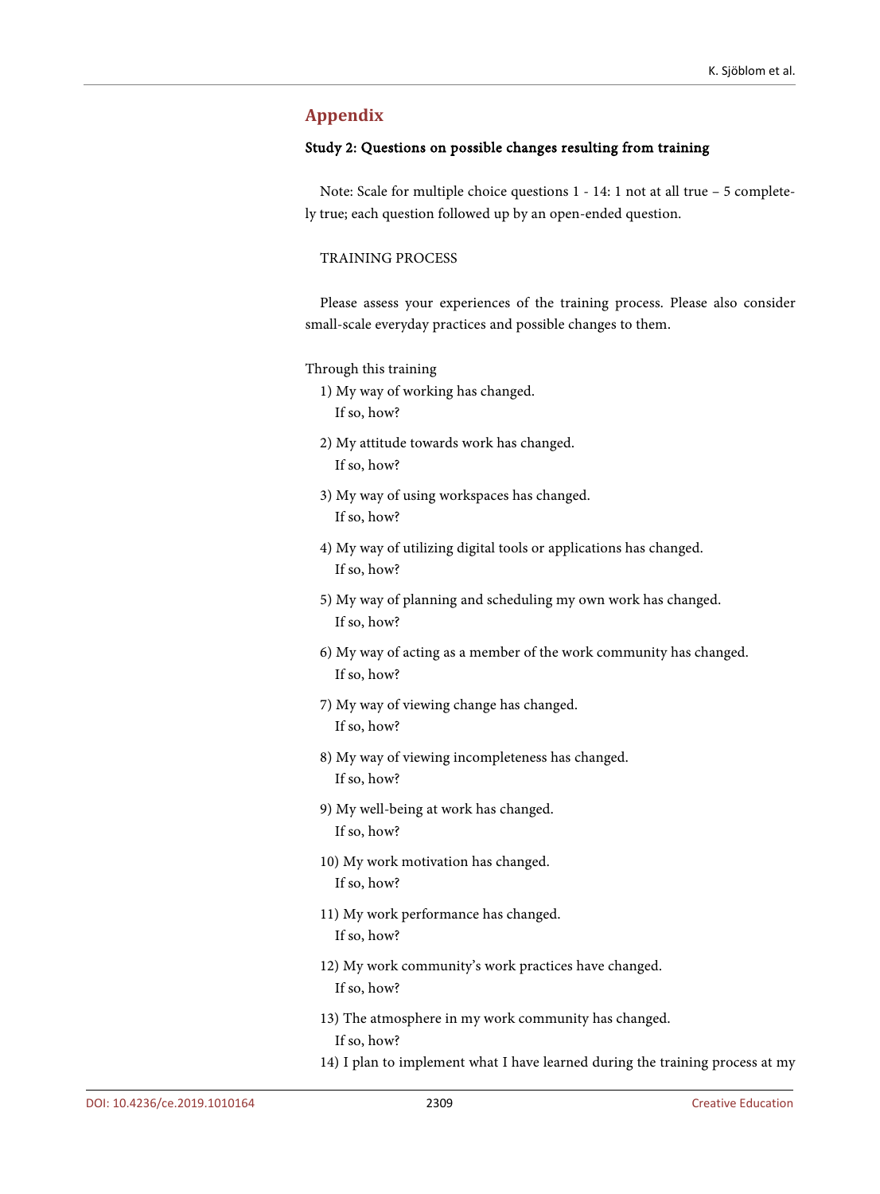## Appendix

### Study 2: Questions on possible changes resulting from training

Note: Scale for multiple choice questions 1 - 14: 1 not at all true – 5 completely true; each question followed up by an open-ended question.

TRAINING PROCESS

Please assess your experiences of the training process. Please also consider small-scale everyday practices and possible changes to them.

Through this training

1) My way of working has changed.
   If so, how?

2) My attitude towards work has changed.
   If so, how?

3) My way of using workspaces has changed.
   If so, how?

4) My way of utilizing digital tools or applications has changed.
   If so, how?

5) My way of planning and scheduling my own work has changed.
   If so, how?

6) My way of acting as a member of the work community has changed.
   If so, how?

7) My way of viewing change has changed.
   If so, how?

8) My way of viewing incompleteness has changed.
   If so, how?

9) My well-being at work has changed.
   If so, how?

10) My work motivation has changed.
    If so, how?

11) My work performance has changed.
    If so, how?

12) My work community's work practices have changed.
    If so, how?

13) The atmosphere in my work community has changed.
    If so, how?

14) I plan to implement what I have learned during the training process at my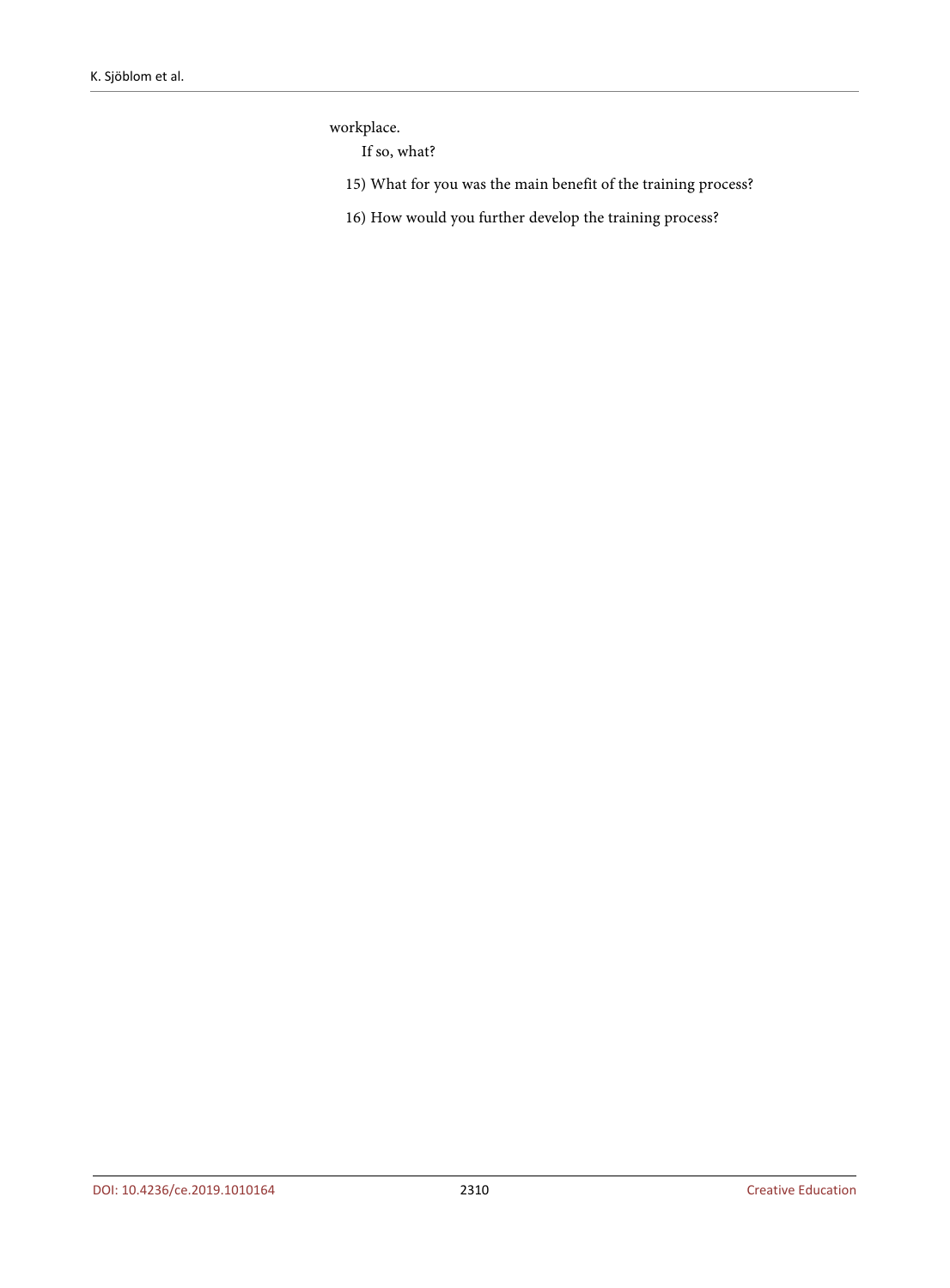workplace.

If so, what?

15) What for you was the main benefit of the training process?

16) How would you further develop the training process?